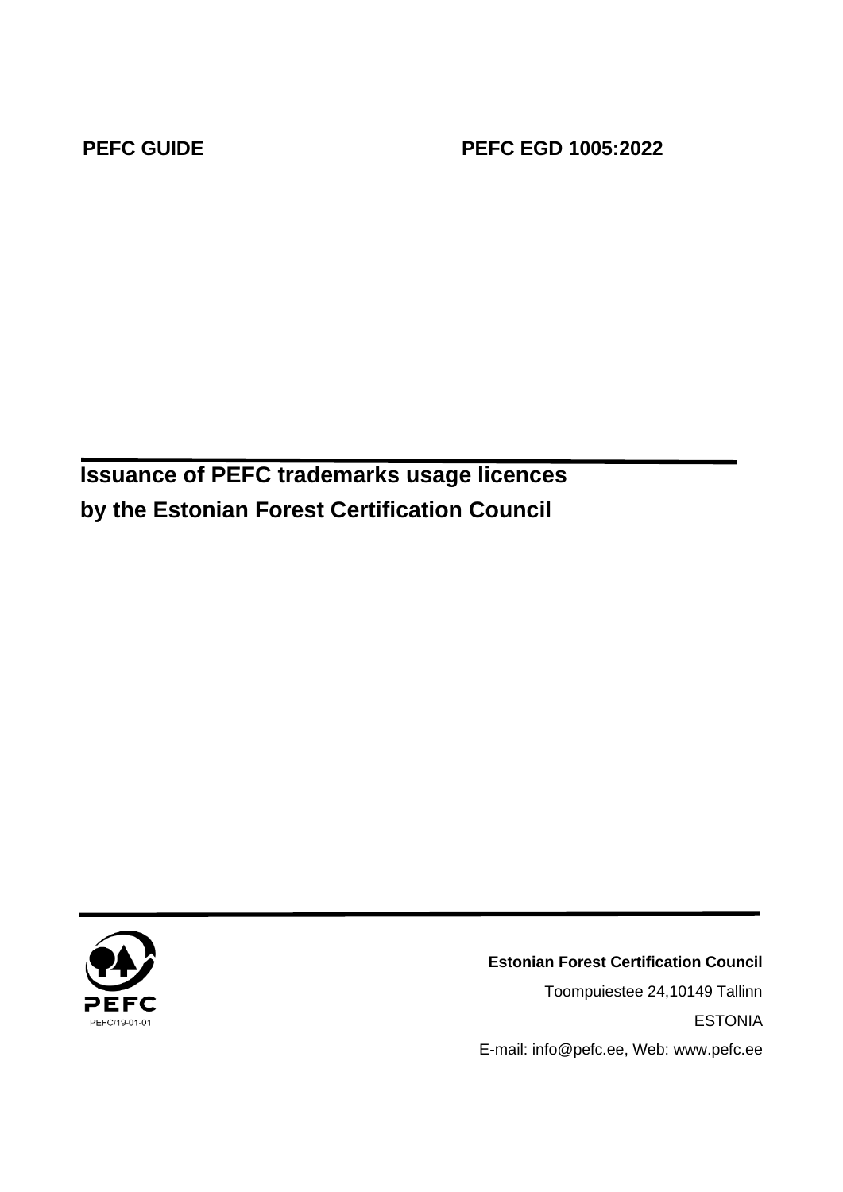**PEFC GUIDE** **PEFC EGD 1005:2022**

# Issuance of PEFC trademarks usage licences by the Estonian Forest Certification Council

PEFC

PEFC/19-01-01

**Estonian Forest Certification Council**

Toompuiestee 24,10149 Tallinn

ESTONIA

E-mail: info@pefc.ee, Web: www.pefc.ee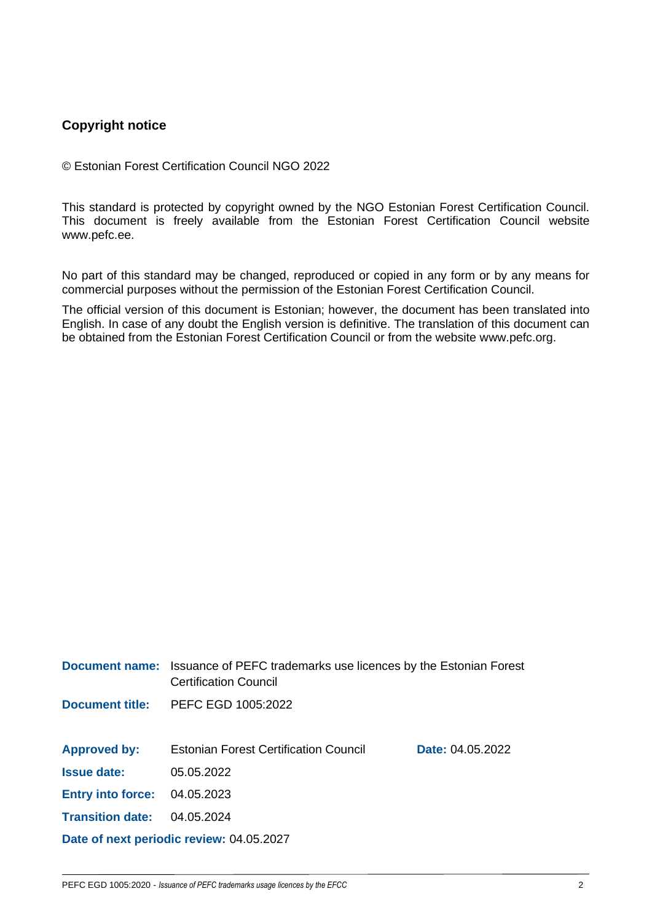**Copyright notice**

© Estonian Forest Certification Council NGO 2022

This standard is protected by copyright owned by the NGO Estonian Forest Certification Council. This document is freely available from the Estonian Forest Certification Council website www.pefc.ee.

No part of this standard may be changed, reproduced or copied in any form or by any means for commercial purposes without the permission of the Estonian Forest Certification Council.

The official version of this document is Estonian; however, the document has been translated into English. In case of any doubt the English version is definitive. The translation of this document can be obtained from the Estonian Forest Certification Council or from the website www.pefc.org.

| | | |
|---|---|---|
| **Document name:** | Issuance of PEFC trademarks use licences by the Estonian Forest Certification Council | |
| **Document title:** | PEFC EGD 1005:2022 | |
| **Approved by:** | Estonian Forest Certification Council | **Date:** 04.05.2022 |
| **Issue date:** | 05.05.2022 | |
| **Entry into force:** | 04.05.2023 | |
| **Transition date:** | 04.05.2024 | |

**Date of next periodic review:** 04.05.2027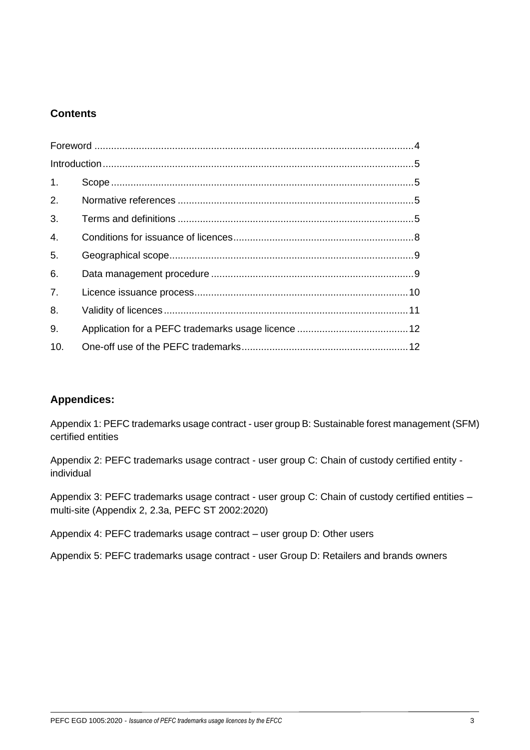## Contents

| | | |
|---|---|---|
| Foreword | | 4 |
| Introduction | | 5 |
| 1. | Scope | 5 |
| 2. | Normative references | 5 |
| 3. | Terms and definitions | 5 |
| 4. | Conditions for issuance of licences | 8 |
| 5. | Geographical scope | 9 |
| 6. | Data management procedure | 9 |
| 7. | Licence issuance process | 10 |
| 8. | Validity of licences | 11 |
| 9. | Application for a PEFC trademarks usage licence | 12 |
| 10. | One-off use of the PEFC trademarks | 12 |

## Appendices:

Appendix 1: PEFC trademarks usage contract - user group B: Sustainable forest management (SFM) certified entities

Appendix 2: PEFC trademarks usage contract - user group C: Chain of custody certified entity - individual

Appendix 3: PEFC trademarks usage contract - user group C: Chain of custody certified entities – multi-site (Appendix 2, 2.3a, PEFC ST 2002:2020)

Appendix 4: PEFC trademarks usage contract – user group D: Other users

Appendix 5: PEFC trademarks usage contract - user Group D: Retailers and brands owners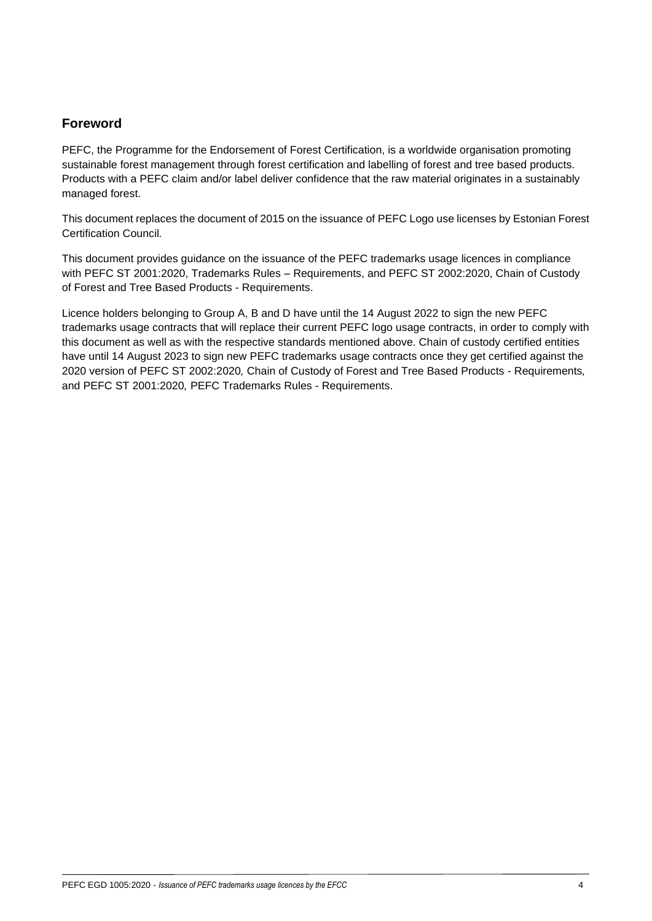## Foreword

PEFC, the Programme for the Endorsement of Forest Certification, is a worldwide organisation promoting sustainable forest management through forest certification and labelling of forest and tree based products. Products with a PEFC claim and/or label deliver confidence that the raw material originates in a sustainably managed forest.

This document replaces the document of 2015 on the issuance of PEFC Logo use licenses by Estonian Forest Certification Council.

This document provides guidance on the issuance of the PEFC trademarks usage licences in compliance with PEFC ST 2001:2020, Trademarks Rules – Requirements, and PEFC ST 2002:2020, Chain of Custody of Forest and Tree Based Products - Requirements.

Licence holders belonging to Group A, B and D have until the 14 August 2022 to sign the new PEFC trademarks usage contracts that will replace their current PEFC logo usage contracts, in order to comply with this document as well as with the respective standards mentioned above. Chain of custody certified entities have until 14 August 2023 to sign new PEFC trademarks usage contracts once they get certified against the 2020 version of PEFC ST 2002:2020*,* Chain of Custody of Forest and Tree Based Products - Requirements*,* and PEFC ST 2001:2020*,* PEFC Trademarks Rules - Requirements.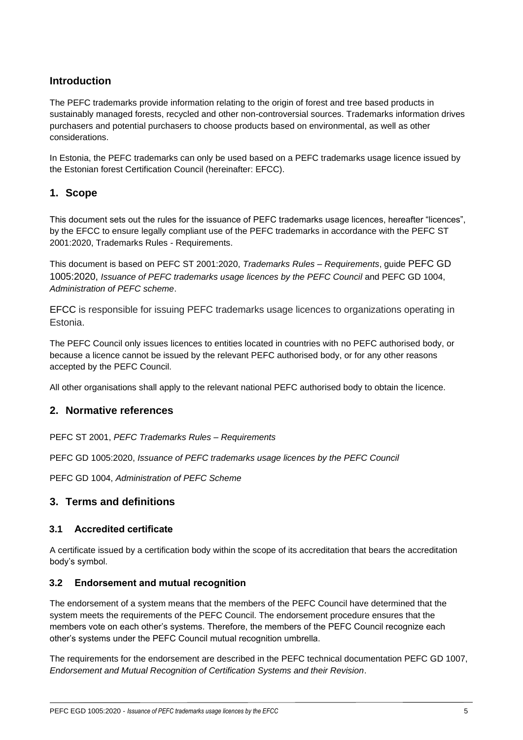## Introduction

The PEFC trademarks provide information relating to the origin of forest and tree based products in sustainably managed forests, recycled and other non-controversial sources. Trademarks information drives purchasers and potential purchasers to choose products based on environmental, as well as other considerations.

In Estonia, the PEFC trademarks can only be used based on a PEFC trademarks usage licence issued by the Estonian forest Certification Council (hereinafter: EFCC).

## 1. Scope

This document sets out the rules for the issuance of PEFC trademarks usage licences, hereafter "licences", by the EFCC to ensure legally compliant use of the PEFC trademarks in accordance with the PEFC ST 2001:2020, Trademarks Rules - Requirements.

This document is based on PEFC ST 2001:2020, *Trademarks Rules – Requirements*, guide PEFC GD 1005:2020, *Issuance of PEFC trademarks usage licences by the PEFC Council* and PEFC GD 1004, *Administration of PEFC scheme*.

EFCC is responsible for issuing PEFC trademarks usage licences to organizations operating in Estonia.

The PEFC Council only issues licences to entities located in countries with no PEFC authorised body, or because a licence cannot be issued by the relevant PEFC authorised body, or for any other reasons accepted by the PEFC Council.

All other organisations shall apply to the relevant national PEFC authorised body to obtain the licence.

## 2. Normative references

PEFC ST 2001, *PEFC Trademarks Rules – Requirements*

PEFC GD 1005:2020, *Issuance of PEFC trademarks usage licences by the PEFC Council*

PEFC GD 1004, *Administration of PEFC Scheme*

## 3. Terms and definitions

### 3.1 Accredited certificate

A certificate issued by a certification body within the scope of its accreditation that bears the accreditation body's symbol.

### 3.2 Endorsement and mutual recognition

The endorsement of a system means that the members of the PEFC Council have determined that the system meets the requirements of the PEFC Council. The endorsement procedure ensures that the members vote on each other's systems. Therefore, the members of the PEFC Council recognize each other's systems under the PEFC Council mutual recognition umbrella.

The requirements for the endorsement are described in the PEFC technical documentation PEFC GD 1007, *Endorsement and Mutual Recognition of Certification Systems and their Revision*.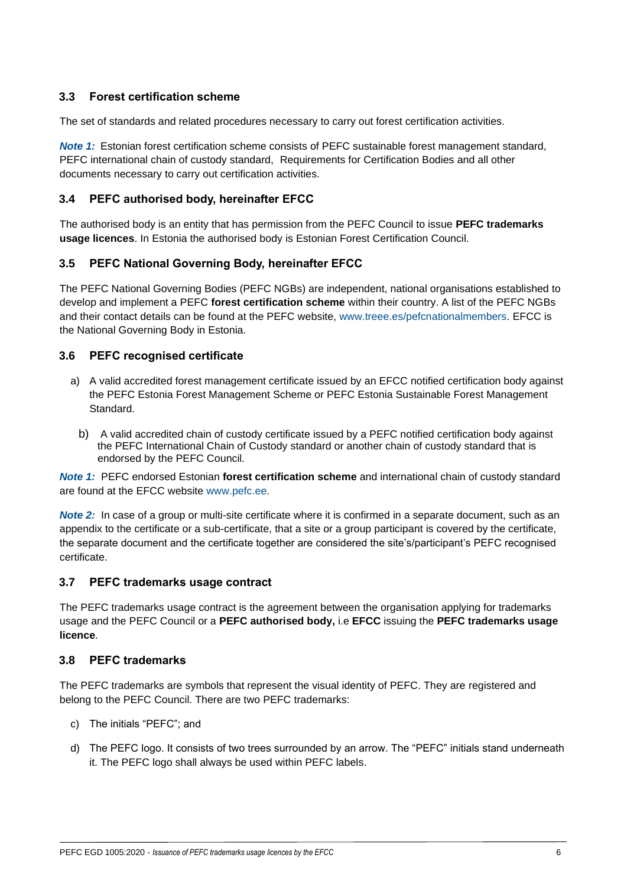### 3.3 Forest certification scheme

The set of standards and related procedures necessary to carry out forest certification activities.

***Note 1:*** Estonian forest certification scheme consists of PEFC sustainable forest management standard, PEFC international chain of custody standard, Requirements for Certification Bodies and all other documents necessary to carry out certification activities.

### 3.4 PEFC authorised body, hereinafter EFCC

The authorised body is an entity that has permission from the PEFC Council to issue **PEFC trademarks usage licences**. In Estonia the authorised body is Estonian Forest Certification Council.

### 3.5 PEFC National Governing Body, hereinafter EFCC

The PEFC National Governing Bodies (PEFC NGBs) are independent, national organisations established to develop and implement a PEFC **forest certification scheme** within their country. A list of the PEFC NGBs and their contact details can be found at the PEFC website, www.treee.es/pefcnationalmembers. EFCC is the National Governing Body in Estonia.

### 3.6 PEFC recognised certificate

a) A valid accredited forest management certificate issued by an EFCC notified certification body against the PEFC Estonia Forest Management Scheme or PEFC Estonia Sustainable Forest Management Standard.

b) A valid accredited chain of custody certificate issued by a PEFC notified certification body against the PEFC International Chain of Custody standard or another chain of custody standard that is endorsed by the PEFC Council.

***Note 1:*** PEFC endorsed Estonian **forest certification scheme** and international chain of custody standard are found at the EFCC website www.pefc.ee.

***Note 2:*** In case of a group or multi-site certificate where it is confirmed in a separate document, such as an appendix to the certificate or a sub-certificate, that a site or a group participant is covered by the certificate, the separate document and the certificate together are considered the site's/participant's PEFC recognised certificate.

### 3.7 PEFC trademarks usage contract

The PEFC trademarks usage contract is the agreement between the organisation applying for trademarks usage and the PEFC Council or a **PEFC authorised body,** i.e **EFCC** issuing the **PEFC trademarks usage licence**.

### 3.8 PEFC trademarks

The PEFC trademarks are symbols that represent the visual identity of PEFC. They are registered and belong to the PEFC Council. There are two PEFC trademarks:

c) The initials "PEFC"; and

d) The PEFC logo. It consists of two trees surrounded by an arrow. The "PEFC" initials stand underneath it. The PEFC logo shall always be used within PEFC labels.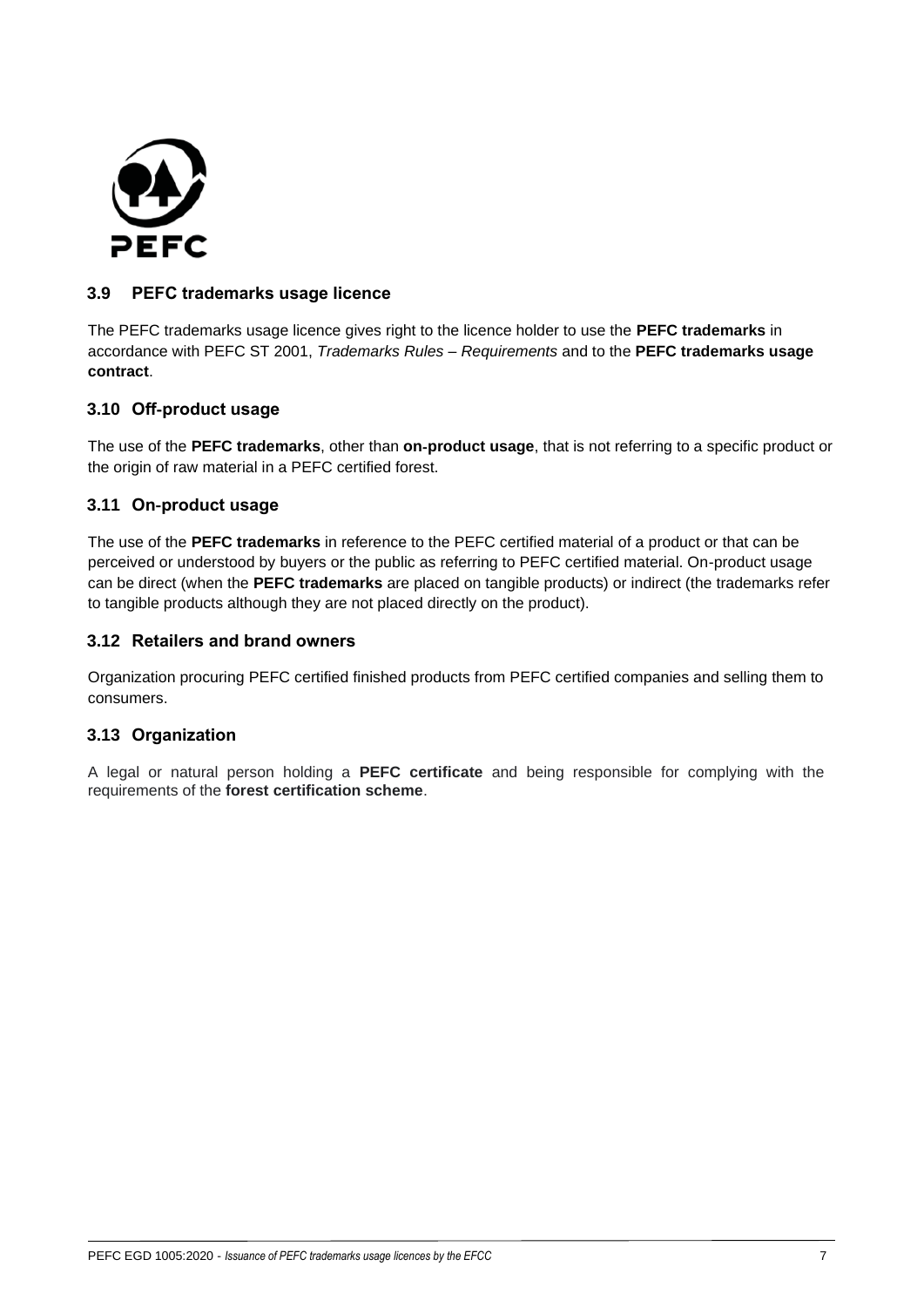## 3.9 PEFC trademarks usage licence

The PEFC trademarks usage licence gives right to the licence holder to use the **PEFC trademarks** in accordance with PEFC ST 2001, *Trademarks Rules – Requirements* and to the **PEFC trademarks usage contract**.

## 3.10 Off-product usage

The use of the **PEFC trademarks**, other than **on-product usage**, that is not referring to a specific product or the origin of raw material in a PEFC certified forest.

## 3.11 On-product usage

The use of the **PEFC trademarks** in reference to the PEFC certified material of a product or that can be perceived or understood by buyers or the public as referring to PEFC certified material. On-product usage can be direct (when the **PEFC trademarks** are placed on tangible products) or indirect (the trademarks refer to tangible products although they are not placed directly on the product).

## 3.12 Retailers and brand owners

Organization procuring PEFC certified finished products from PEFC certified companies and selling them to consumers.

## 3.13 Organization

A legal or natural person holding a **PEFC certificate** and being responsible for complying with the requirements of the **forest certification scheme**.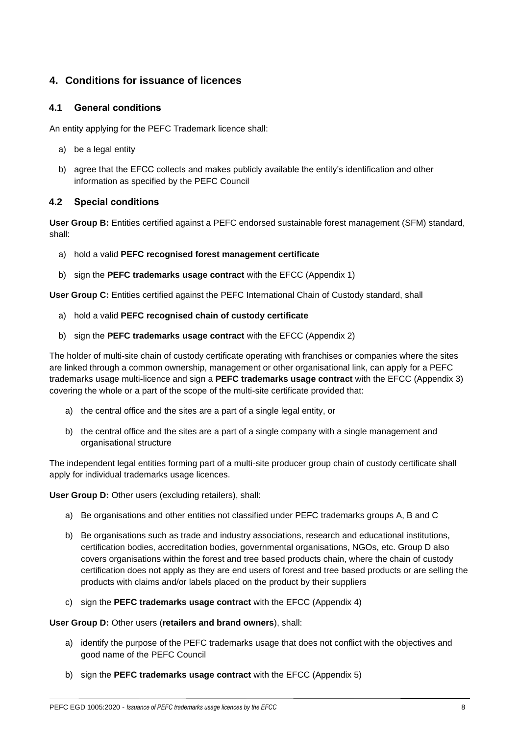## 4. Conditions for issuance of licences

### 4.1 General conditions

An entity applying for the PEFC Trademark licence shall:

a) be a legal entity

b) agree that the EFCC collects and makes publicly available the entity's identification and other information as specified by the PEFC Council

### 4.2 Special conditions

**User Group B:** Entities certified against a PEFC endorsed sustainable forest management (SFM) standard, shall:

a) hold a valid **PEFC recognised forest management certificate**

b) sign the **PEFC trademarks usage contract** with the EFCC (Appendix 1)

**User Group C:** Entities certified against the PEFC International Chain of Custody standard, shall

a) hold a valid **PEFC recognised chain of custody certificate**

b) sign the **PEFC trademarks usage contract** with the EFCC (Appendix 2)

The holder of multi-site chain of custody certificate operating with franchises or companies where the sites are linked through a common ownership, management or other organisational link, can apply for a PEFC trademarks usage multi-licence and sign a **PEFC trademarks usage contract** with the EFCC (Appendix 3) covering the whole or a part of the scope of the multi-site certificate provided that:

a) the central office and the sites are a part of a single legal entity, or

b) the central office and the sites are a part of a single company with a single management and organisational structure

The independent legal entities forming part of a multi-site producer group chain of custody certificate shall apply for individual trademarks usage licences.

**User Group D:** Other users (excluding retailers), shall:

a) Be organisations and other entities not classified under PEFC trademarks groups A, B and C

b) Be organisations such as trade and industry associations, research and educational institutions, certification bodies, accreditation bodies, governmental organisations, NGOs, etc. Group D also covers organisations within the forest and tree based products chain, where the chain of custody certification does not apply as they are end users of forest and tree based products or are selling the products with claims and/or labels placed on the product by their suppliers

c) sign the **PEFC trademarks usage contract** with the EFCC (Appendix 4)

**User Group D:** Other users (**retailers and brand owners**), shall:

a) identify the purpose of the PEFC trademarks usage that does not conflict with the objectives and good name of the PEFC Council

b) sign the **PEFC trademarks usage contract** with the EFCC (Appendix 5)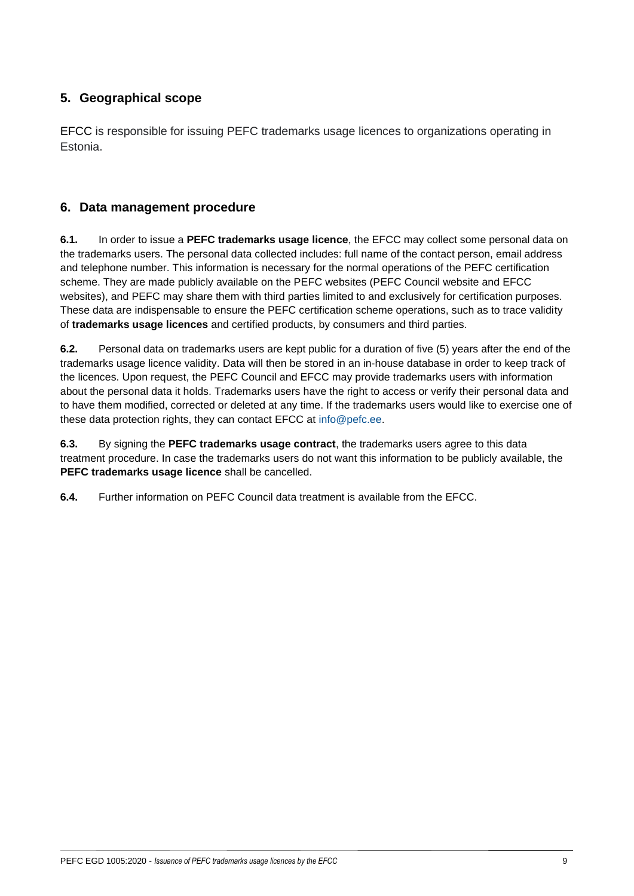## 5. Geographical scope

EFCC is responsible for issuing PEFC trademarks usage licences to organizations operating in Estonia.

## 6. Data management procedure

**6.1.** In order to issue a **PEFC trademarks usage licence**, the EFCC may collect some personal data on the trademarks users. The personal data collected includes: full name of the contact person, email address and telephone number. This information is necessary for the normal operations of the PEFC certification scheme. They are made publicly available on the PEFC websites (PEFC Council website and EFCC websites), and PEFC may share them with third parties limited to and exclusively for certification purposes. These data are indispensable to ensure the PEFC certification scheme operations, such as to trace validity of **trademarks usage licences** and certified products, by consumers and third parties.

**6.2.** Personal data on trademarks users are kept public for a duration of five (5) years after the end of the trademarks usage licence validity. Data will then be stored in an in-house database in order to keep track of the licences. Upon request, the PEFC Council and EFCC may provide trademarks users with information about the personal data it holds. Trademarks users have the right to access or verify their personal data and to have them modified, corrected or deleted at any time. If the trademarks users would like to exercise one of these data protection rights, they can contact EFCC at info@pefc.ee.

**6.3.** By signing the **PEFC trademarks usage contract**, the trademarks users agree to this data treatment procedure. In case the trademarks users do not want this information to be publicly available, the **PEFC trademarks usage licence** shall be cancelled.

**6.4.** Further information on PEFC Council data treatment is available from the EFCC.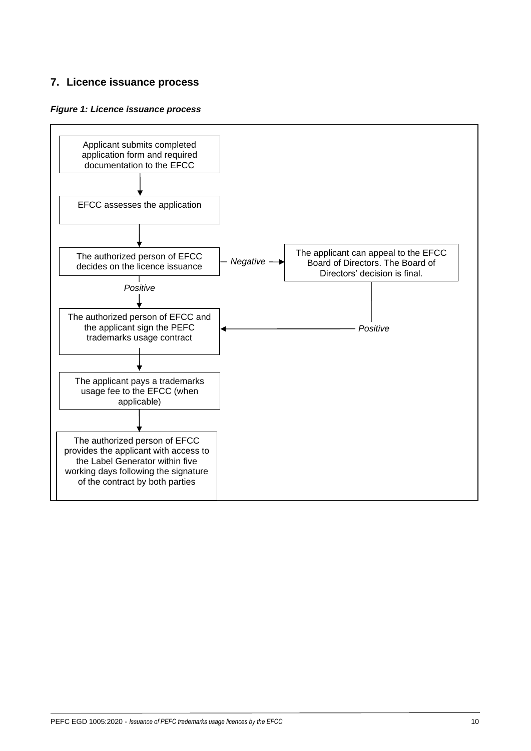## 7. Licence issuance process

***Figure 1: Licence issuance process***

Applicant submits completed application form and required documentation to the EFCC

EFCC assesses the application

The authorized person of EFCC decides on the licence issuance

*Negative*

The applicant can appeal to the EFCC Board of Directors. The Board of Directors' decision is final.

*Positive*

The authorized person of EFCC and the applicant sign the PEFC trademarks usage contract

*Positive*

The applicant pays a trademarks usage fee to the EFCC (when applicable)

The authorized person of EFCC provides the applicant with access to the Label Generator within five working days following the signature of the contract by both parties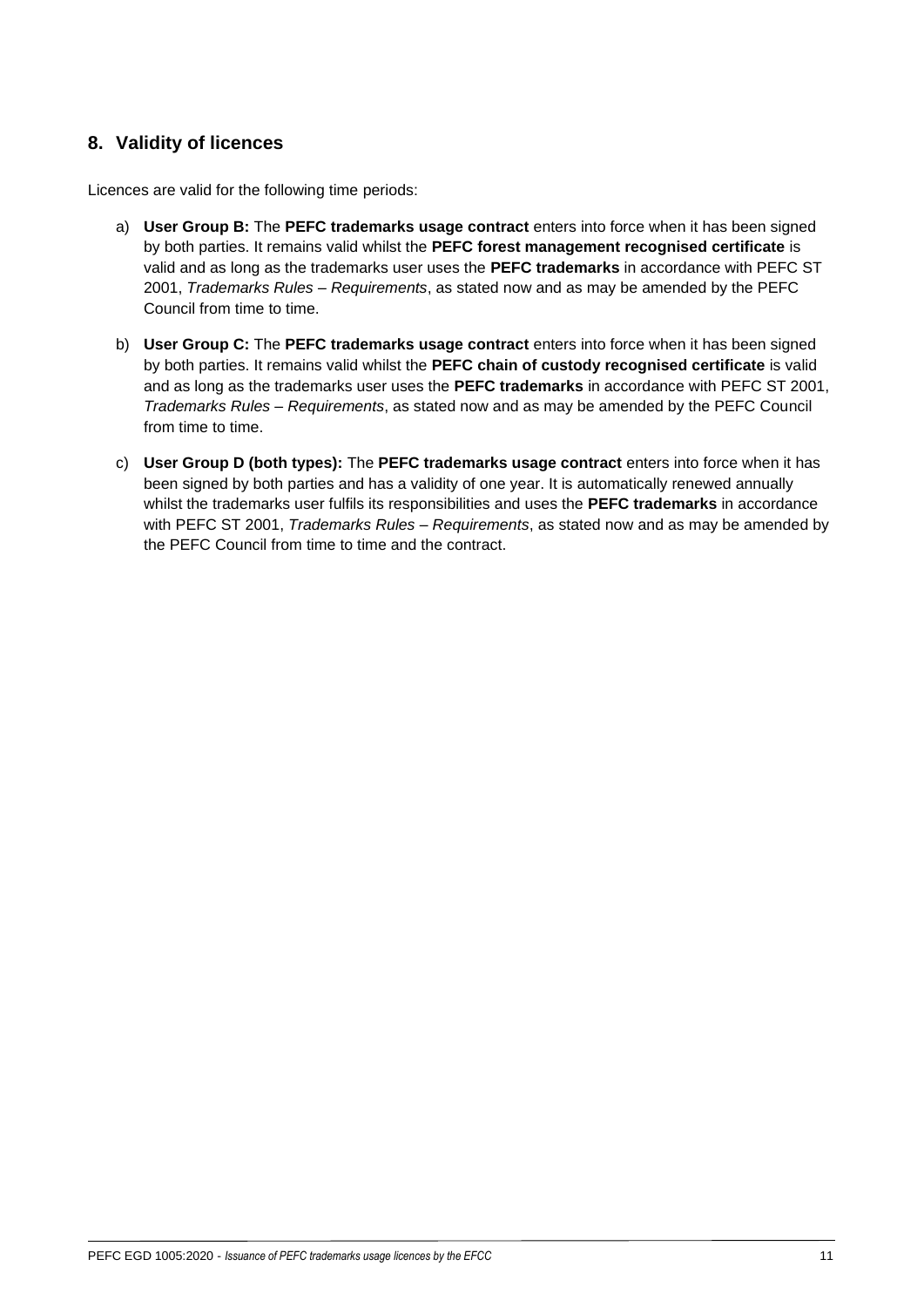## 8. Validity of licences

Licences are valid for the following time periods:

a) **User Group B:** The **PEFC trademarks usage contract** enters into force when it has been signed by both parties. It remains valid whilst the **PEFC forest management recognised certificate** is valid and as long as the trademarks user uses the **PEFC trademarks** in accordance with PEFC ST 2001, *Trademarks Rules – Requirements*, as stated now and as may be amended by the PEFC Council from time to time.

b) **User Group C:** The **PEFC trademarks usage contract** enters into force when it has been signed by both parties. It remains valid whilst the **PEFC chain of custody recognised certificate** is valid and as long as the trademarks user uses the **PEFC trademarks** in accordance with PEFC ST 2001, *Trademarks Rules – Requirements*, as stated now and as may be amended by the PEFC Council from time to time.

c) **User Group D (both types):** The **PEFC trademarks usage contract** enters into force when it has been signed by both parties and has a validity of one year. It is automatically renewed annually whilst the trademarks user fulfils its responsibilities and uses the **PEFC trademarks** in accordance with PEFC ST 2001, *Trademarks Rules – Requirements*, as stated now and as may be amended by the PEFC Council from time to time and the contract.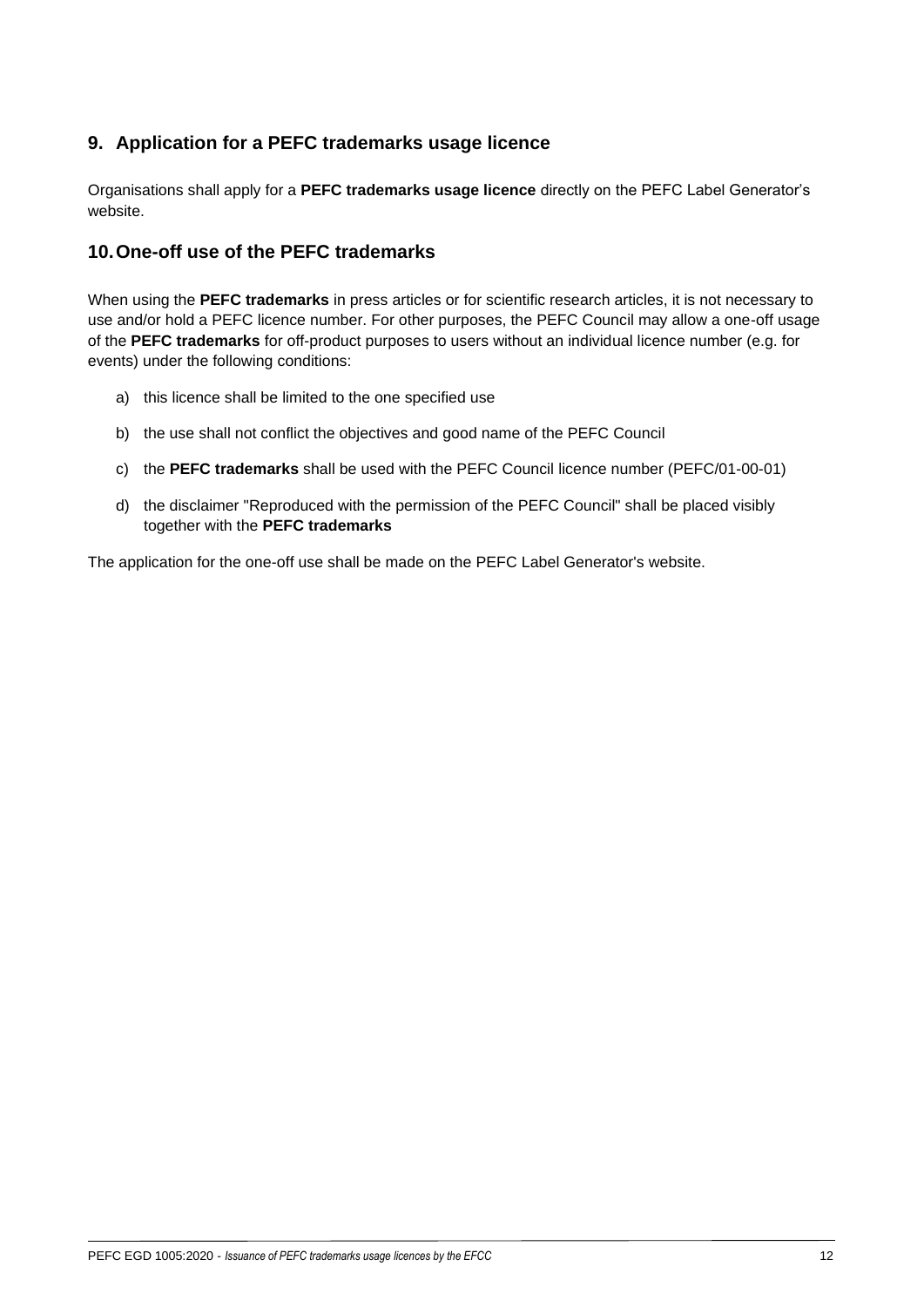## 9. Application for a PEFC trademarks usage licence

Organisations shall apply for a **PEFC trademarks usage licence** directly on the PEFC Label Generator's website.

## 10. One-off use of the PEFC trademarks

When using the **PEFC trademarks** in press articles or for scientific research articles, it is not necessary to use and/or hold a PEFC licence number. For other purposes, the PEFC Council may allow a one-off usage of the **PEFC trademarks** for off-product purposes to users without an individual licence number (e.g. for events) under the following conditions:

a) this licence shall be limited to the one specified use

b) the use shall not conflict the objectives and good name of the PEFC Council

c) the **PEFC trademarks** shall be used with the PEFC Council licence number (PEFC/01-00-01)

d) the disclaimer "Reproduced with the permission of the PEFC Council" shall be placed visibly together with the **PEFC trademarks**

The application for the one-off use shall be made on the PEFC Label Generator's website.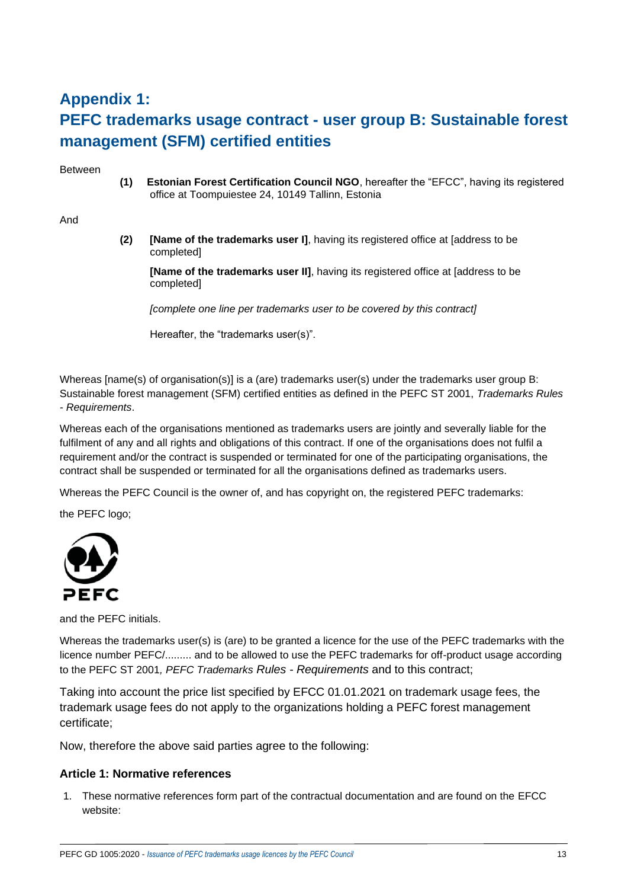# Appendix 1:
# PEFC trademarks usage contract - user group B: Sustainable forest management (SFM) certified entities

Between

**(1)** **Estonian Forest Certification Council NGO**, hereafter the “EFCC”, having its registered office at Toompuiestee 24, 10149 Tallinn, Estonia

And

**(2)** **[Name of the trademarks user I]**, having its registered office at [address to be completed]

**[Name of the trademarks user II]**, having its registered office at [address to be completed]

*[complete one line per trademarks user to be covered by this contract]*

Hereafter, the “trademarks user(s)”.

Whereas [name(s) of organisation(s)] is a (are) trademarks user(s) under the trademarks user group B: Sustainable forest management (SFM) certified entities as defined in the PEFC ST 2001, *Trademarks Rules - Requirements*.

Whereas each of the organisations mentioned as trademarks users are jointly and severally liable for the fulfilment of any and all rights and obligations of this contract. If one of the organisations does not fulfil a requirement and/or the contract is suspended or terminated for one of the participating organisations, the contract shall be suspended or terminated for all the organisations defined as trademarks users.

Whereas the PEFC Council is the owner of, and has copyright on, the registered PEFC trademarks:

the PEFC logo;

and the PEFC initials.

Whereas the trademarks user(s) is (are) to be granted a licence for the use of the PEFC trademarks with the licence number PEFC/......... and to be allowed to use the PEFC trademarks for off-product usage according to the PEFC ST 2001, *PEFC Trademarks Rules - Requirements* and to this contract;

Taking into account the price list specified by EFCC 01.01.2021 on trademark usage fees, the trademark usage fees do not apply to the organizations holding a PEFC forest management certificate;

Now, therefore the above said parties agree to the following:

### Article 1: Normative references

1. These normative references form part of the contractual documentation and are found on the EFCC website: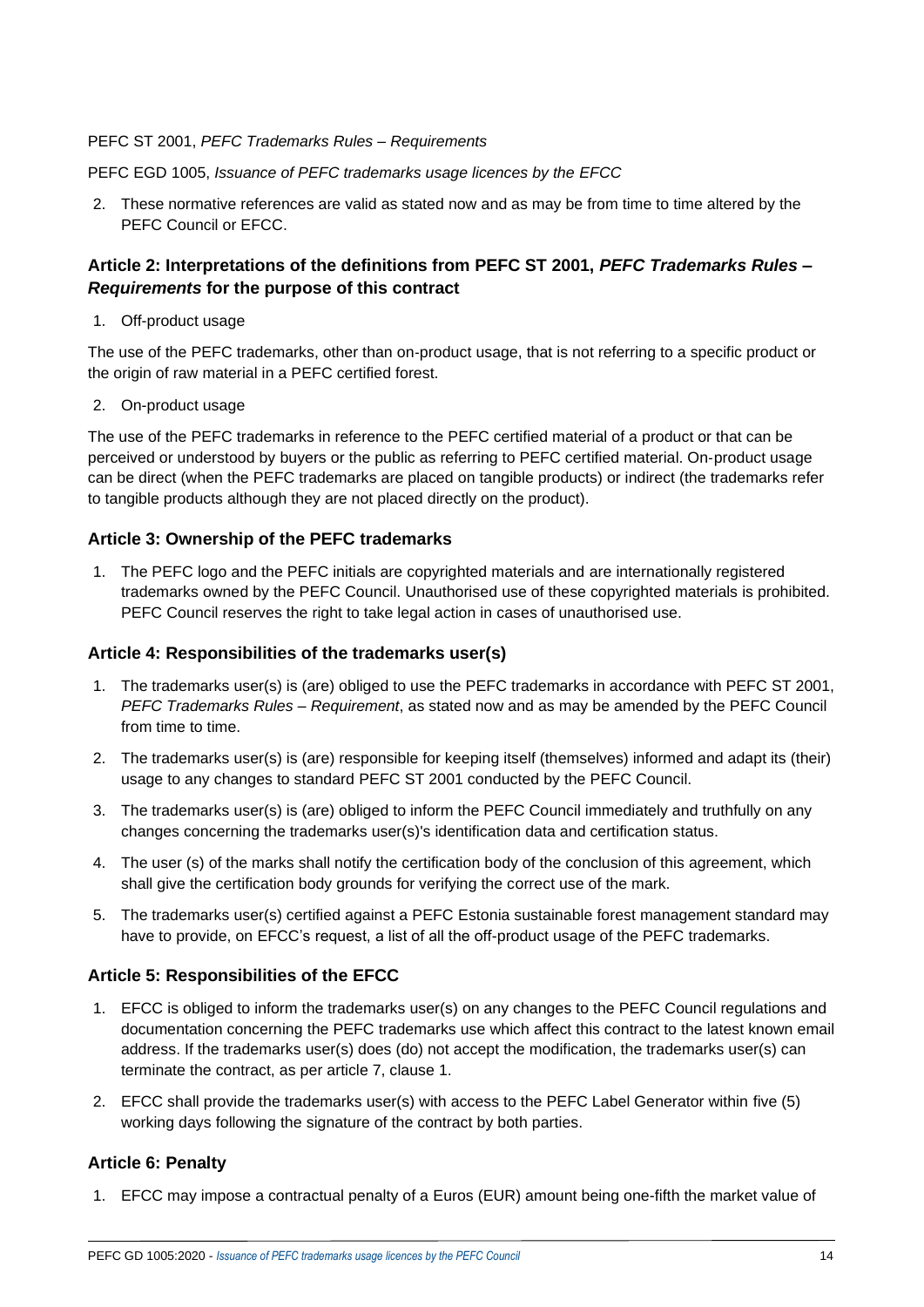PEFC ST 2001, *PEFC Trademarks Rules – Requirements*

PEFC EGD 1005, *Issuance of PEFC trademarks usage licences by the EFCC*

2. These normative references are valid as stated now and as may be from time to time altered by the PEFC Council or EFCC.

### Article 2: Interpretations of the definitions from PEFC ST 2001, *PEFC Trademarks Rules – Requirements* for the purpose of this contract

1. Off-product usage

The use of the PEFC trademarks, other than on-product usage, that is not referring to a specific product or the origin of raw material in a PEFC certified forest.

2. On-product usage

The use of the PEFC trademarks in reference to the PEFC certified material of a product or that can be perceived or understood by buyers or the public as referring to PEFC certified material. On-product usage can be direct (when the PEFC trademarks are placed on tangible products) or indirect (the trademarks refer to tangible products although they are not placed directly on the product).

### Article 3: Ownership of the PEFC trademarks

1. The PEFC logo and the PEFC initials are copyrighted materials and are internationally registered trademarks owned by the PEFC Council. Unauthorised use of these copyrighted materials is prohibited. PEFC Council reserves the right to take legal action in cases of unauthorised use.

### Article 4: Responsibilities of the trademarks user(s)

1. The trademarks user(s) is (are) obliged to use the PEFC trademarks in accordance with PEFC ST 2001, *PEFC Trademarks Rules – Requirement*, as stated now and as may be amended by the PEFC Council from time to time.
2. The trademarks user(s) is (are) responsible for keeping itself (themselves) informed and adapt its (their) usage to any changes to standard PEFC ST 2001 conducted by the PEFC Council.
3. The trademarks user(s) is (are) obliged to inform the PEFC Council immediately and truthfully on any changes concerning the trademarks user(s)'s identification data and certification status.
4. The user (s) of the marks shall notify the certification body of the conclusion of this agreement, which shall give the certification body grounds for verifying the correct use of the mark.
5. The trademarks user(s) certified against a PEFC Estonia sustainable forest management standard may have to provide, on EFCC's request, a list of all the off-product usage of the PEFC trademarks.

### Article 5: Responsibilities of the EFCC

1. EFCC is obliged to inform the trademarks user(s) on any changes to the PEFC Council regulations and documentation concerning the PEFC trademarks use which affect this contract to the latest known email address. If the trademarks user(s) does (do) not accept the modification, the trademarks user(s) can terminate the contract, as per article 7, clause 1.
2. EFCC shall provide the trademarks user(s) with access to the PEFC Label Generator within five (5) working days following the signature of the contract by both parties.

### Article 6: Penalty

1. EFCC may impose a contractual penalty of a Euros (EUR) amount being one-fifth the market value of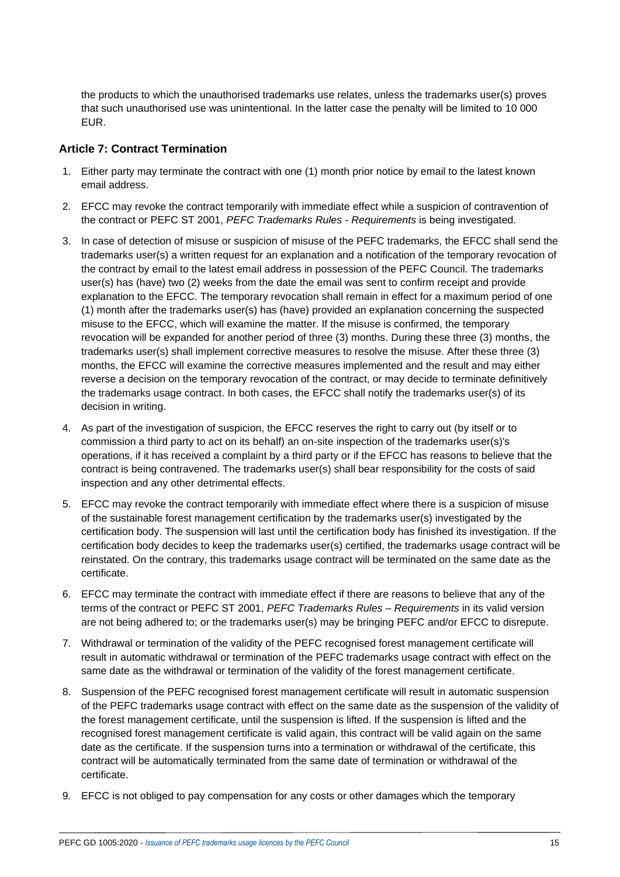the products to which the unauthorised trademarks use relates, unless the trademarks user(s) proves that such unauthorised use was unintentional. In the latter case the penalty will be limited to 10 000 EUR.

### Article 7: Contract Termination

1. Either party may terminate the contract with one (1) month prior notice by email to the latest known email address.
2. EFCC may revoke the contract temporarily with immediate effect while a suspicion of contravention of the contract or PEFC ST 2001, *PEFC Trademarks Rules - Requirements* is being investigated.
3. In case of detection of misuse or suspicion of misuse of the PEFC trademarks, the EFCC shall send the trademarks user(s) a written request for an explanation and a notification of the temporary revocation of the contract by email to the latest email address in possession of the PEFC Council. The trademarks user(s) has (have) two (2) weeks from the date the email was sent to confirm receipt and provide explanation to the EFCC. The temporary revocation shall remain in effect for a maximum period of one (1) month after the trademarks user(s) has (have) provided an explanation concerning the suspected misuse to the EFCC, which will examine the matter. If the misuse is confirmed, the temporary revocation will be expanded for another period of three (3) months. During these three (3) months, the trademarks user(s) shall implement corrective measures to resolve the misuse. After these three (3) months, the EFCC will examine the corrective measures implemented and the result and may either reverse a decision on the temporary revocation of the contract, or may decide to terminate definitively the trademarks usage contract. In both cases, the EFCC shall notify the trademarks user(s) of its decision in writing.
4. As part of the investigation of suspicion, the EFCC reserves the right to carry out (by itself or to commission a third party to act on its behalf) an on-site inspection of the trademarks user(s)'s operations, if it has received a complaint by a third party or if the EFCC has reasons to believe that the contract is being contravened. The trademarks user(s) shall bear responsibility for the costs of said inspection and any other detrimental effects.
5. EFCC may revoke the contract temporarily with immediate effect where there is a suspicion of misuse of the sustainable forest management certification by the trademarks user(s) investigated by the certification body. The suspension will last until the certification body has finished its investigation. If the certification body decides to keep the trademarks user(s) certified, the trademarks usage contract will be reinstated. On the contrary, this trademarks usage contract will be terminated on the same date as the certificate.
6. EFCC may terminate the contract with immediate effect if there are reasons to believe that any of the terms of the contract or PEFC ST 2001, *PEFC Trademarks Rules – Requirements* in its valid version are not being adhered to; or the trademarks user(s) may be bringing PEFC and/or EFCC to disrepute.
7. Withdrawal or termination of the validity of the PEFC recognised forest management certificate will result in automatic withdrawal or termination of the PEFC trademarks usage contract with effect on the same date as the withdrawal or termination of the validity of the forest management certificate.
8. Suspension of the PEFC recognised forest management certificate will result in automatic suspension of the PEFC trademarks usage contract with effect on the same date as the suspension of the validity of the forest management certificate, until the suspension is lifted. If the suspension is lifted and the recognised forest management certificate is valid again, this contract will be valid again on the same date as the certificate. If the suspension turns into a termination or withdrawal of the certificate, this contract will be automatically terminated from the same date of termination or withdrawal of the certificate.
9. EFCC is not obliged to pay compensation for any costs or other damages which the temporary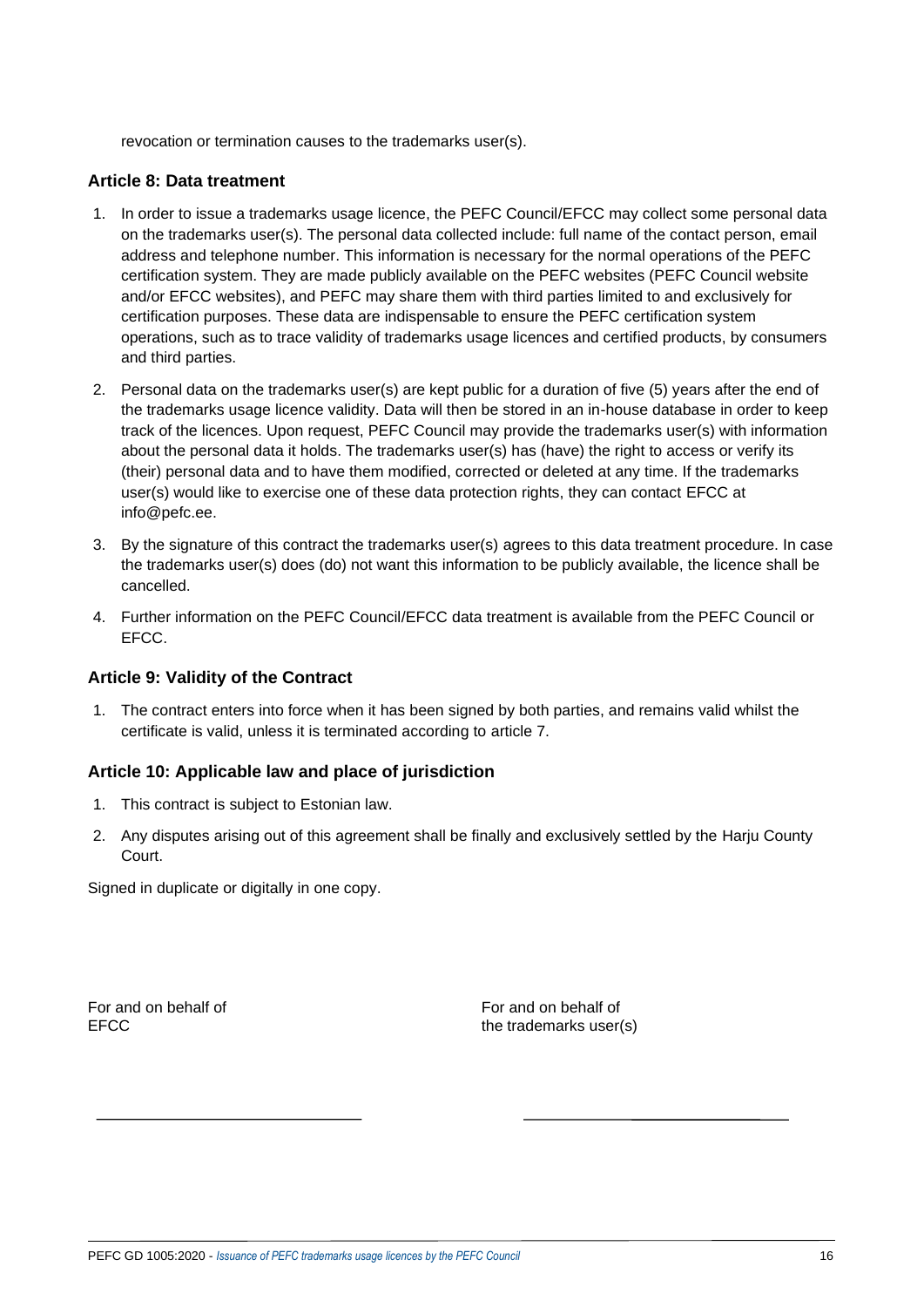revocation or termination causes to the trademarks user(s).

### Article 8: Data treatment

1. In order to issue a trademarks usage licence, the PEFC Council/EFCC may collect some personal data on the trademarks user(s). The personal data collected include: full name of the contact person, email address and telephone number. This information is necessary for the normal operations of the PEFC certification system. They are made publicly available on the PEFC websites (PEFC Council website and/or EFCC websites), and PEFC may share them with third parties limited to and exclusively for certification purposes. These data are indispensable to ensure the PEFC certification system operations, such as to trace validity of trademarks usage licences and certified products, by consumers and third parties.
2. Personal data on the trademarks user(s) are kept public for a duration of five (5) years after the end of the trademarks usage licence validity. Data will then be stored in an in-house database in order to keep track of the licences. Upon request, PEFC Council may provide the trademarks user(s) with information about the personal data it holds. The trademarks user(s) has (have) the right to access or verify its (their) personal data and to have them modified, corrected or deleted at any time. If the trademarks user(s) would like to exercise one of these data protection rights, they can contact EFCC at info@pefc.ee.
3. By the signature of this contract the trademarks user(s) agrees to this data treatment procedure. In case the trademarks user(s) does (do) not want this information to be publicly available, the licence shall be cancelled.
4. Further information on the PEFC Council/EFCC data treatment is available from the PEFC Council or EFCC.

### Article 9: Validity of the Contract

1. The contract enters into force when it has been signed by both parties, and remains valid whilst the certificate is valid, unless it is terminated according to article 7.

### Article 10: Applicable law and place of jurisdiction

1. This contract is subject to Estonian law.
2. Any disputes arising out of this agreement shall be finally and exclusively settled by the Harju County Court.

Signed in duplicate or digitally in one copy.

For and on behalf of
EFCC

\_\_\_\_\_\_\_\_\_\_\_\_\_\_\_\_\_\_\_\_\_\_\_\_\_\_\_\_\_\_

For and on behalf of
the trademarks user(s)

\_\_\_\_\_\_\_\_\_\_\_\_\_\_\_\_\_\_\_\_\_\_\_\_\_\_\_\_\_\_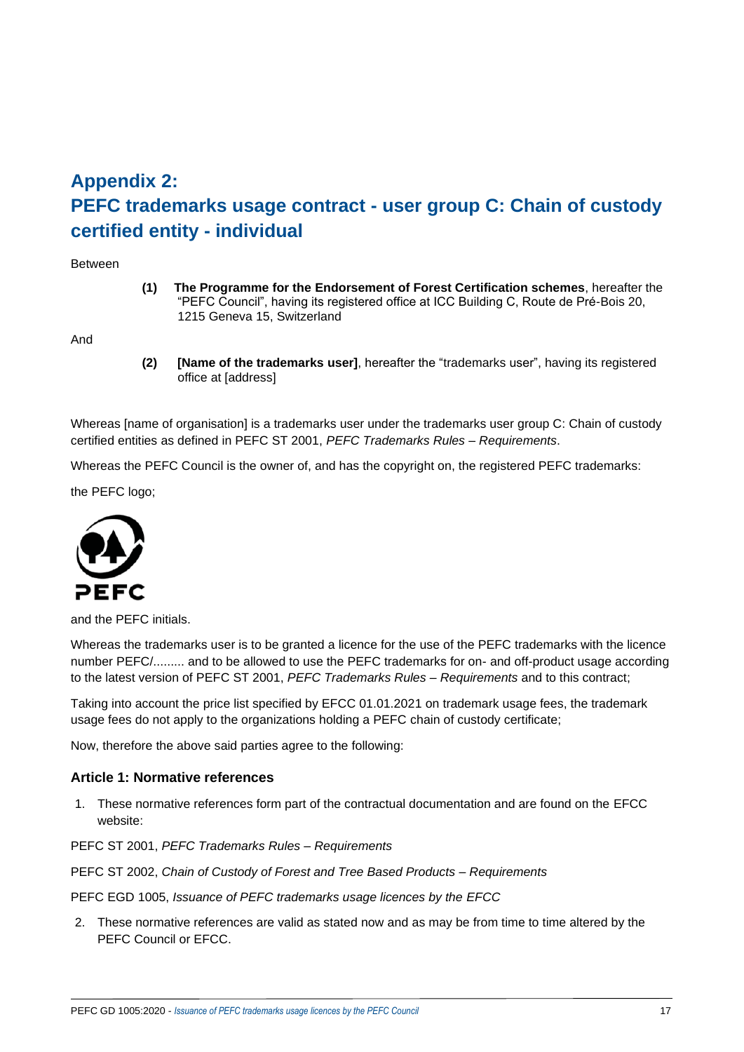# Appendix 2: PEFC trademarks usage contract - user group C: Chain of custody certified entity - individual

Between

**(1)** **The Programme for the Endorsement of Forest Certification schemes**, hereafter the "PEFC Council", having its registered office at ICC Building C, Route de Pré-Bois 20, 1215 Geneva 15, Switzerland

And

**(2)** **[Name of the trademarks user]**, hereafter the "trademarks user", having its registered office at [address]

Whereas [name of organisation] is a trademarks user under the trademarks user group C: Chain of custody certified entities as defined in PEFC ST 2001, *PEFC Trademarks Rules – Requirements*.

Whereas the PEFC Council is the owner of, and has the copyright on, the registered PEFC trademarks:

the PEFC logo;

and the PEFC initials.

Whereas the trademarks user is to be granted a licence for the use of the PEFC trademarks with the licence number PEFC/......... and to be allowed to use the PEFC trademarks for on- and off-product usage according to the latest version of PEFC ST 2001, *PEFC Trademarks Rules – Requirements* and to this contract;

Taking into account the price list specified by EFCC 01.01.2021 on trademark usage fees, the trademark usage fees do not apply to the organizations holding a PEFC chain of custody certificate;

Now, therefore the above said parties agree to the following:

### Article 1: Normative references

1. These normative references form part of the contractual documentation and are found on the EFCC website:

PEFC ST 2001, *PEFC Trademarks Rules – Requirements*

PEFC ST 2002, *Chain of Custody of Forest and Tree Based Products – Requirements*

PEFC EGD 1005, *Issuance of PEFC trademarks usage licences by the EFCC*

2. These normative references are valid as stated now and as may be from time to time altered by the PEFC Council or EFCC.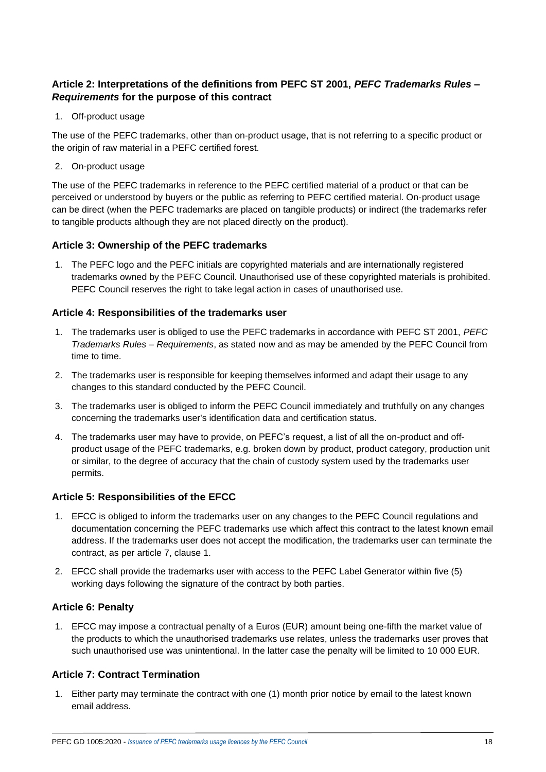### Article 2: Interpretations of the definitions from PEFC ST 2001, *PEFC Trademarks Rules – Requirements* for the purpose of this contract

1. Off-product usage

The use of the PEFC trademarks, other than on-product usage, that is not referring to a specific product or the origin of raw material in a PEFC certified forest.

2. On-product usage

The use of the PEFC trademarks in reference to the PEFC certified material of a product or that can be perceived or understood by buyers or the public as referring to PEFC certified material. On-product usage can be direct (when the PEFC trademarks are placed on tangible products) or indirect (the trademarks refer to tangible products although they are not placed directly on the product).

### Article 3: Ownership of the PEFC trademarks

1. The PEFC logo and the PEFC initials are copyrighted materials and are internationally registered trademarks owned by the PEFC Council. Unauthorised use of these copyrighted materials is prohibited. PEFC Council reserves the right to take legal action in cases of unauthorised use.

### Article 4: Responsibilities of the trademarks user

1. The trademarks user is obliged to use the PEFC trademarks in accordance with PEFC ST 2001, *PEFC Trademarks Rules – Requirements*, as stated now and as may be amended by the PEFC Council from time to time.
2. The trademarks user is responsible for keeping themselves informed and adapt their usage to any changes to this standard conducted by the PEFC Council.
3. The trademarks user is obliged to inform the PEFC Council immediately and truthfully on any changes concerning the trademarks user's identification data and certification status.
4. The trademarks user may have to provide, on PEFC's request, a list of all the on-product and off-product usage of the PEFC trademarks, e.g. broken down by product, product category, production unit or similar, to the degree of accuracy that the chain of custody system used by the trademarks user permits.

### Article 5: Responsibilities of the EFCC

1. EFCC is obliged to inform the trademarks user on any changes to the PEFC Council regulations and documentation concerning the PEFC trademarks use which affect this contract to the latest known email address. If the trademarks user does not accept the modification, the trademarks user can terminate the contract, as per article 7, clause 1.
2. EFCC shall provide the trademarks user with access to the PEFC Label Generator within five (5) working days following the signature of the contract by both parties.

### Article 6: Penalty

1. EFCC may impose a contractual penalty of a Euros (EUR) amount being one-fifth the market value of the products to which the unauthorised trademarks use relates, unless the trademarks user proves that such unauthorised use was unintentional. In the latter case the penalty will be limited to 10 000 EUR.

### Article 7: Contract Termination

1. Either party may terminate the contract with one (1) month prior notice by email to the latest known email address.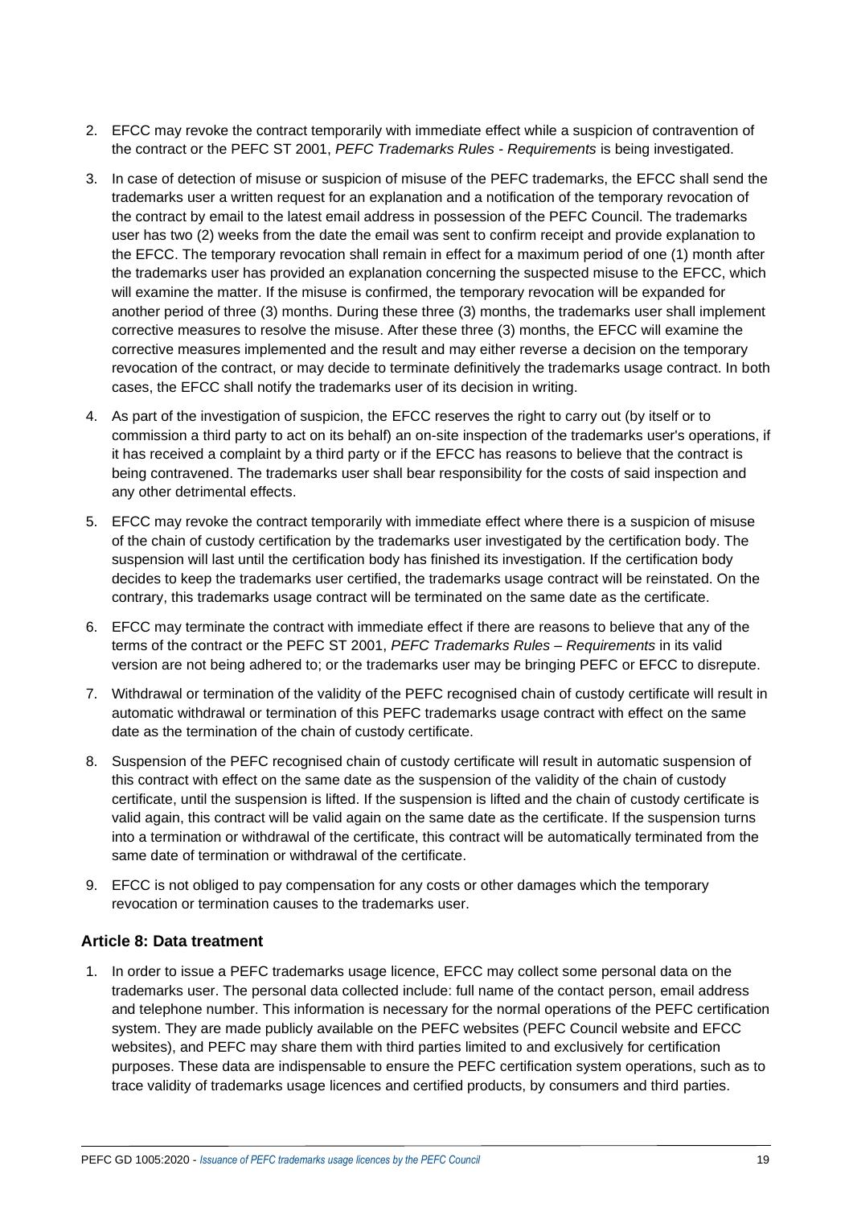2. EFCC may revoke the contract temporarily with immediate effect while a suspicion of contravention of the contract or the PEFC ST 2001, *PEFC Trademarks Rules - Requirements* is being investigated.
3. In case of detection of misuse or suspicion of misuse of the PEFC trademarks, the EFCC shall send the trademarks user a written request for an explanation and a notification of the temporary revocation of the contract by email to the latest email address in possession of the PEFC Council. The trademarks user has two (2) weeks from the date the email was sent to confirm receipt and provide explanation to the EFCC. The temporary revocation shall remain in effect for a maximum period of one (1) month after the trademarks user has provided an explanation concerning the suspected misuse to the EFCC, which will examine the matter. If the misuse is confirmed, the temporary revocation will be expanded for another period of three (3) months. During these three (3) months, the trademarks user shall implement corrective measures to resolve the misuse. After these three (3) months, the EFCC will examine the corrective measures implemented and the result and may either reverse a decision on the temporary revocation of the contract, or may decide to terminate definitively the trademarks usage contract. In both cases, the EFCC shall notify the trademarks user of its decision in writing.
4. As part of the investigation of suspicion, the EFCC reserves the right to carry out (by itself or to commission a third party to act on its behalf) an on-site inspection of the trademarks user's operations, if it has received a complaint by a third party or if the EFCC has reasons to believe that the contract is being contravened. The trademarks user shall bear responsibility for the costs of said inspection and any other detrimental effects.
5. EFCC may revoke the contract temporarily with immediate effect where there is a suspicion of misuse of the chain of custody certification by the trademarks user investigated by the certification body. The suspension will last until the certification body has finished its investigation. If the certification body decides to keep the trademarks user certified, the trademarks usage contract will be reinstated. On the contrary, this trademarks usage contract will be terminated on the same date as the certificate.
6. EFCC may terminate the contract with immediate effect if there are reasons to believe that any of the terms of the contract or the PEFC ST 2001, *PEFC Trademarks Rules – Requirements* in its valid version are not being adhered to; or the trademarks user may be bringing PEFC or EFCC to disrepute.
7. Withdrawal or termination of the validity of the PEFC recognised chain of custody certificate will result in automatic withdrawal or termination of this PEFC trademarks usage contract with effect on the same date as the termination of the chain of custody certificate.
8. Suspension of the PEFC recognised chain of custody certificate will result in automatic suspension of this contract with effect on the same date as the suspension of the validity of the chain of custody certificate, until the suspension is lifted. If the suspension is lifted and the chain of custody certificate is valid again, this contract will be valid again on the same date as the certificate. If the suspension turns into a termination or withdrawal of the certificate, this contract will be automatically terminated from the same date of termination or withdrawal of the certificate.
9. EFCC is not obliged to pay compensation for any costs or other damages which the temporary revocation or termination causes to the trademarks user.

### Article 8: Data treatment

1. In order to issue a PEFC trademarks usage licence, EFCC may collect some personal data on the trademarks user. The personal data collected include: full name of the contact person, email address and telephone number. This information is necessary for the normal operations of the PEFC certification system. They are made publicly available on the PEFC websites (PEFC Council website and EFCC websites), and PEFC may share them with third parties limited to and exclusively for certification purposes. These data are indispensable to ensure the PEFC certification system operations, such as to trace validity of trademarks usage licences and certified products, by consumers and third parties.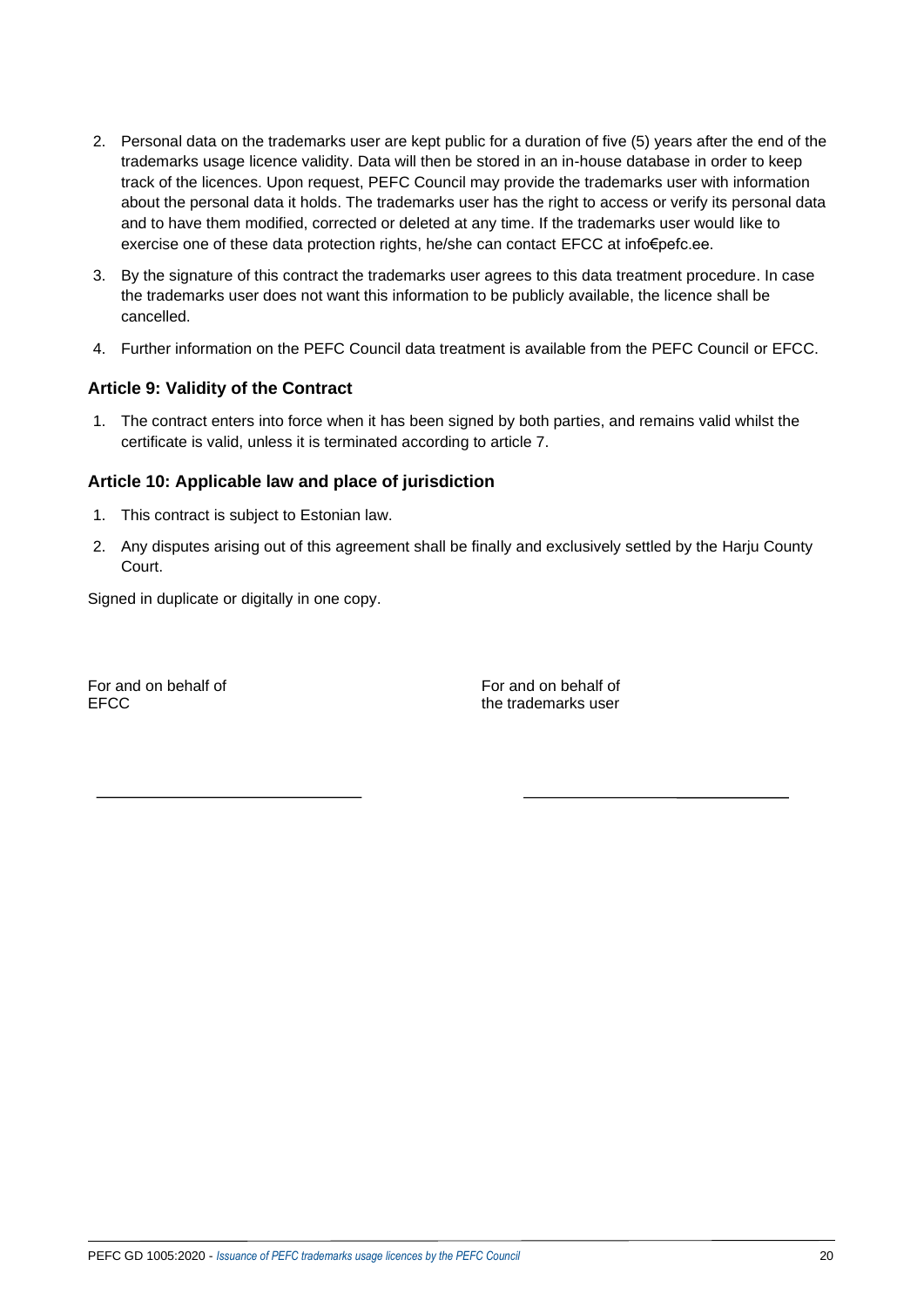2. Personal data on the trademarks user are kept public for a duration of five (5) years after the end of the trademarks usage licence validity. Data will then be stored in an in-house database in order to keep track of the licences. Upon request, PEFC Council may provide the trademarks user with information about the personal data it holds. The trademarks user has the right to access or verify its personal data and to have them modified, corrected or deleted at any time. If the trademarks user would like to exercise one of these data protection rights, he/she can contact EFCC at info€pefc.ee.
3. By the signature of this contract the trademarks user agrees to this data treatment procedure. In case the trademarks user does not want this information to be publicly available, the licence shall be cancelled.
4. Further information on the PEFC Council data treatment is available from the PEFC Council or EFCC.

### Article 9: Validity of the Contract

1. The contract enters into force when it has been signed by both parties, and remains valid whilst the certificate is valid, unless it is terminated according to article 7.

### Article 10: Applicable law and place of jurisdiction

1. This contract is subject to Estonian law.
2. Any disputes arising out of this agreement shall be finally and exclusively settled by the Harju County Court.

Signed in duplicate or digitally in one copy.

For and on behalf of
EFCC

\_\_\_\_\_\_\_\_\_\_\_\_\_\_\_\_\_\_\_\_\_\_\_\_\_\_\_\_\_\_

For and on behalf of
the trademarks user

\_\_\_\_\_\_\_\_\_\_\_\_\_\_\_\_\_\_\_\_\_\_\_\_\_\_\_\_\_\_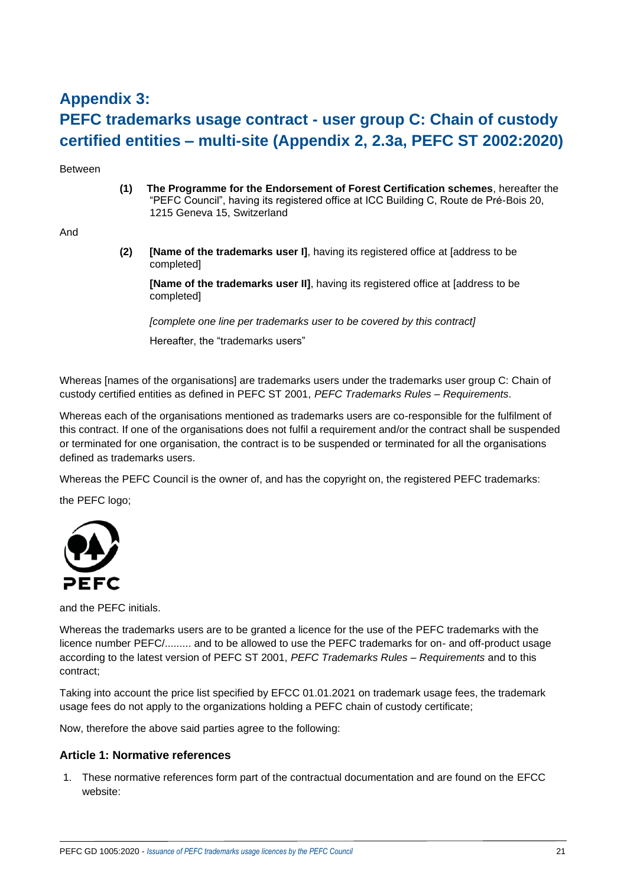# Appendix 3: PEFC trademarks usage contract - user group C: Chain of custody certified entities – multi-site (Appendix 2, 2.3a, PEFC ST 2002:2020)

Between

**(1)** **The Programme for the Endorsement of Forest Certification schemes**, hereafter the "PEFC Council", having its registered office at ICC Building C, Route de Pré-Bois 20, 1215 Geneva 15, Switzerland

And

**(2)** **[Name of the trademarks user I]**, having its registered office at [address to be completed]

**[Name of the trademarks user II]**, having its registered office at [address to be completed]

*[complete one line per trademarks user to be covered by this contract]*

Hereafter, the "trademarks users"

Whereas [names of the organisations] are trademarks users under the trademarks user group C: Chain of custody certified entities as defined in PEFC ST 2001, *PEFC Trademarks Rules – Requirements*.

Whereas each of the organisations mentioned as trademarks users are co-responsible for the fulfilment of this contract. If one of the organisations does not fulfil a requirement and/or the contract shall be suspended or terminated for one organisation, the contract is to be suspended or terminated for all the organisations defined as trademarks users.

Whereas the PEFC Council is the owner of, and has the copyright on, the registered PEFC trademarks:

the PEFC logo;

and the PEFC initials.

Whereas the trademarks users are to be granted a licence for the use of the PEFC trademarks with the licence number PEFC/......... and to be allowed to use the PEFC trademarks for on- and off-product usage according to the latest version of PEFC ST 2001, *PEFC Trademarks Rules – Requirements* and to this contract;

Taking into account the price list specified by EFCC 01.01.2021 on trademark usage fees, the trademark usage fees do not apply to the organizations holding a PEFC chain of custody certificate;

Now, therefore the above said parties agree to the following:

## Article 1: Normative references

1. These normative references form part of the contractual documentation and are found on the EFCC website: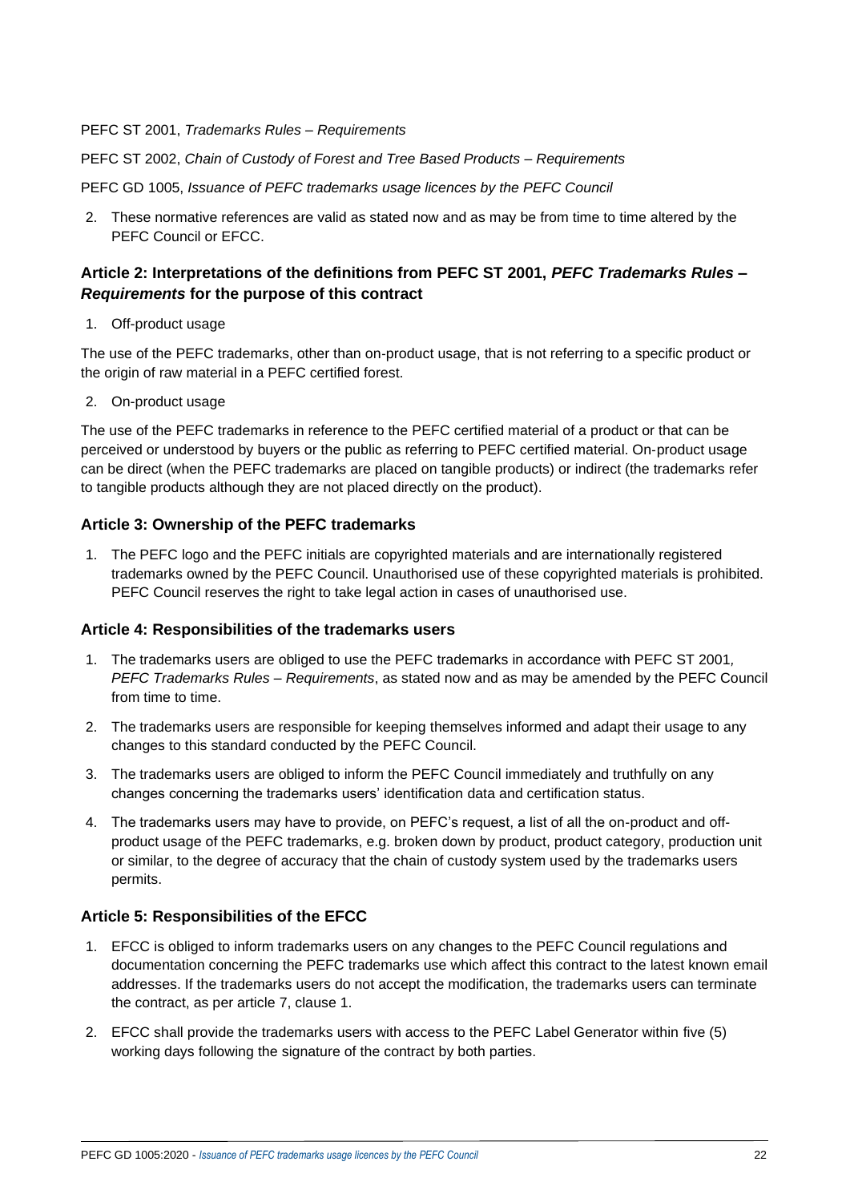PEFC ST 2001, *Trademarks Rules – Requirements*

PEFC ST 2002, *Chain of Custody of Forest and Tree Based Products – Requirements*

PEFC GD 1005, *Issuance of PEFC trademarks usage licences by the PEFC Council*

2. These normative references are valid as stated now and as may be from time to time altered by the PEFC Council or EFCC.

### Article 2: Interpretations of the definitions from PEFC ST 2001, *PEFC Trademarks Rules – Requirements* for the purpose of this contract

1. Off-product usage

The use of the PEFC trademarks, other than on-product usage, that is not referring to a specific product or the origin of raw material in a PEFC certified forest.

2. On-product usage

The use of the PEFC trademarks in reference to the PEFC certified material of a product or that can be perceived or understood by buyers or the public as referring to PEFC certified material. On-product usage can be direct (when the PEFC trademarks are placed on tangible products) or indirect (the trademarks refer to tangible products although they are not placed directly on the product).

### Article 3: Ownership of the PEFC trademarks

1. The PEFC logo and the PEFC initials are copyrighted materials and are internationally registered trademarks owned by the PEFC Council. Unauthorised use of these copyrighted materials is prohibited. PEFC Council reserves the right to take legal action in cases of unauthorised use.

### Article 4: Responsibilities of the trademarks users

1. The trademarks users are obliged to use the PEFC trademarks in accordance with PEFC ST 2001, *PEFC Trademarks Rules – Requirements*, as stated now and as may be amended by the PEFC Council from time to time.
2. The trademarks users are responsible for keeping themselves informed and adapt their usage to any changes to this standard conducted by the PEFC Council.
3. The trademarks users are obliged to inform the PEFC Council immediately and truthfully on any changes concerning the trademarks users' identification data and certification status.
4. The trademarks users may have to provide, on PEFC's request, a list of all the on-product and off-product usage of the PEFC trademarks, e.g. broken down by product, product category, production unit or similar, to the degree of accuracy that the chain of custody system used by the trademarks users permits.

### Article 5: Responsibilities of the EFCC

1. EFCC is obliged to inform trademarks users on any changes to the PEFC Council regulations and documentation concerning the PEFC trademarks use which affect this contract to the latest known email addresses. If the trademarks users do not accept the modification, the trademarks users can terminate the contract, as per article 7, clause 1.
2. EFCC shall provide the trademarks users with access to the PEFC Label Generator within five (5) working days following the signature of the contract by both parties.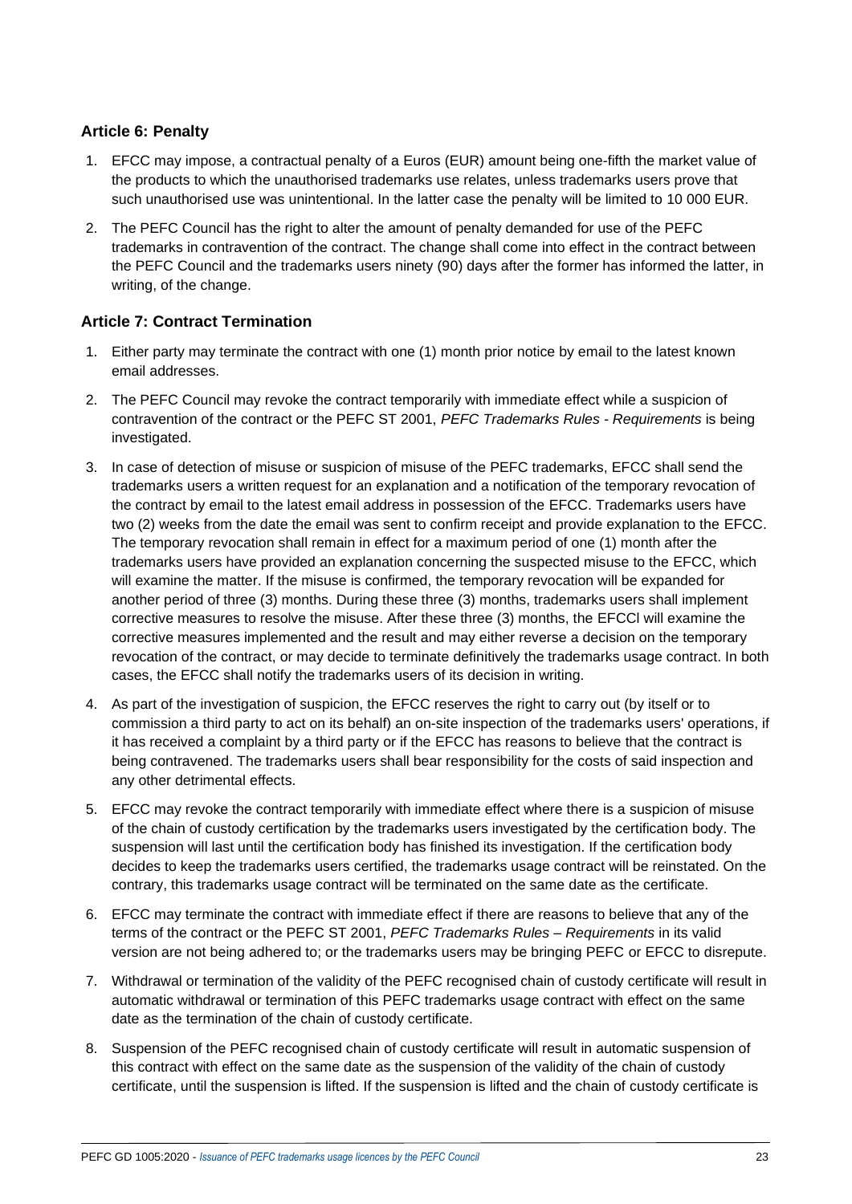### Article 6: Penalty

1. EFCC may impose, a contractual penalty of a Euros (EUR) amount being one-fifth the market value of the products to which the unauthorised trademarks use relates, unless trademarks users prove that such unauthorised use was unintentional. In the latter case the penalty will be limited to 10 000 EUR.
2. The PEFC Council has the right to alter the amount of penalty demanded for use of the PEFC trademarks in contravention of the contract. The change shall come into effect in the contract between the PEFC Council and the trademarks users ninety (90) days after the former has informed the latter, in writing, of the change.

### Article 7: Contract Termination

1. Either party may terminate the contract with one (1) month prior notice by email to the latest known email addresses.
2. The PEFC Council may revoke the contract temporarily with immediate effect while a suspicion of contravention of the contract or the PEFC ST 2001, *PEFC Trademarks Rules - Requirements* is being investigated.
3. In case of detection of misuse or suspicion of misuse of the PEFC trademarks, EFCC shall send the trademarks users a written request for an explanation and a notification of the temporary revocation of the contract by email to the latest email address in possession of the EFCC. Trademarks users have two (2) weeks from the date the email was sent to confirm receipt and provide explanation to the EFCC. The temporary revocation shall remain in effect for a maximum period of one (1) month after the trademarks users have provided an explanation concerning the suspected misuse to the EFCC, which will examine the matter. If the misuse is confirmed, the temporary revocation will be expanded for another period of three (3) months. During these three (3) months, trademarks users shall implement corrective measures to resolve the misuse. After these three (3) months, the EFCCl will examine the corrective measures implemented and the result and may either reverse a decision on the temporary revocation of the contract, or may decide to terminate definitively the trademarks usage contract. In both cases, the EFCC shall notify the trademarks users of its decision in writing.
4. As part of the investigation of suspicion, the EFCC reserves the right to carry out (by itself or to commission a third party to act on its behalf) an on-site inspection of the trademarks users' operations, if it has received a complaint by a third party or if the EFCC has reasons to believe that the contract is being contravened. The trademarks users shall bear responsibility for the costs of said inspection and any other detrimental effects.
5. EFCC may revoke the contract temporarily with immediate effect where there is a suspicion of misuse of the chain of custody certification by the trademarks users investigated by the certification body. The suspension will last until the certification body has finished its investigation. If the certification body decides to keep the trademarks users certified, the trademarks usage contract will be reinstated. On the contrary, this trademarks usage contract will be terminated on the same date as the certificate.
6. EFCC may terminate the contract with immediate effect if there are reasons to believe that any of the terms of the contract or the PEFC ST 2001, *PEFC Trademarks Rules – Requirements* in its valid version are not being adhered to; or the trademarks users may be bringing PEFC or EFCC to disrepute.
7. Withdrawal or termination of the validity of the PEFC recognised chain of custody certificate will result in automatic withdrawal or termination of this PEFC trademarks usage contract with effect on the same date as the termination of the chain of custody certificate.
8. Suspension of the PEFC recognised chain of custody certificate will result in automatic suspension of this contract with effect on the same date as the suspension of the validity of the chain of custody certificate, until the suspension is lifted. If the suspension is lifted and the chain of custody certificate is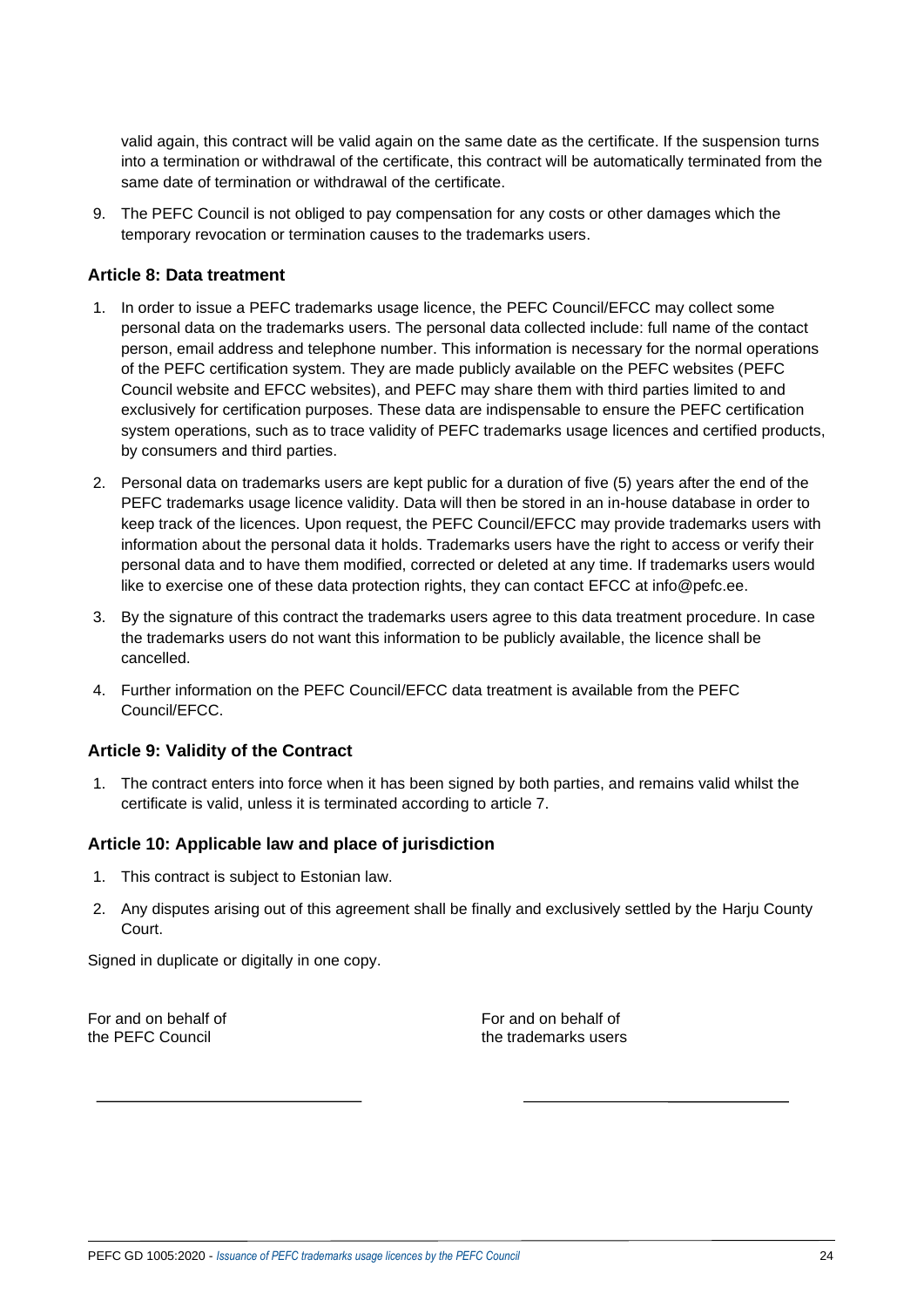valid again, this contract will be valid again on the same date as the certificate. If the suspension turns into a termination or withdrawal of the certificate, this contract will be automatically terminated from the same date of termination or withdrawal of the certificate.

9. The PEFC Council is not obliged to pay compensation for any costs or other damages which the temporary revocation or termination causes to the trademarks users.

### Article 8: Data treatment

1. In order to issue a PEFC trademarks usage licence, the PEFC Council/EFCC may collect some personal data on the trademarks users. The personal data collected include: full name of the contact person, email address and telephone number. This information is necessary for the normal operations of the PEFC certification system. They are made publicly available on the PEFC websites (PEFC Council website and EFCC websites), and PEFC may share them with third parties limited to and exclusively for certification purposes. These data are indispensable to ensure the PEFC certification system operations, such as to trace validity of PEFC trademarks usage licences and certified products, by consumers and third parties.

2. Personal data on trademarks users are kept public for a duration of five (5) years after the end of the PEFC trademarks usage licence validity. Data will then be stored in an in-house database in order to keep track of the licences. Upon request, the PEFC Council/EFCC may provide trademarks users with information about the personal data it holds. Trademarks users have the right to access or verify their personal data and to have them modified, corrected or deleted at any time. If trademarks users would like to exercise one of these data protection rights, they can contact EFCC at info@pefc.ee.

3. By the signature of this contract the trademarks users agree to this data treatment procedure. In case the trademarks users do not want this information to be publicly available, the licence shall be cancelled.

4. Further information on the PEFC Council/EFCC data treatment is available from the PEFC Council/EFCC.

### Article 9: Validity of the Contract

1. The contract enters into force when it has been signed by both parties, and remains valid whilst the certificate is valid, unless it is terminated according to article 7.

### Article 10: Applicable law and place of jurisdiction

1. This contract is subject to Estonian law.

2. Any disputes arising out of this agreement shall be finally and exclusively settled by the Harju County Court.

Signed in duplicate or digitally in one copy.

| For and on behalf of the PEFC Council | For and on behalf of the trademarks users |
| --- | --- |
| \_\_\_\_\_\_\_\_\_\_\_\_\_\_\_\_\_\_\_\_\_\_\_\_ | \_\_\_\_\_\_\_\_\_\_\_\_\_\_\_\_\_\_\_\_\_\_\_\_ |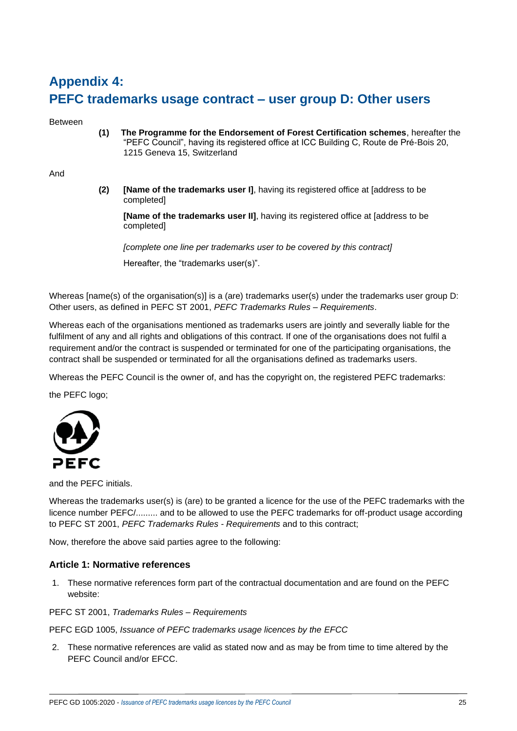# Appendix 4: PEFC trademarks usage contract – user group D: Other users

Between

**(1)** **The Programme for the Endorsement of Forest Certification schemes**, hereafter the "PEFC Council", having its registered office at ICC Building C, Route de Pré-Bois 20, 1215 Geneva 15, Switzerland

And

**(2)** **[Name of the trademarks user I]**, having its registered office at [address to be completed]

**[Name of the trademarks user II]**, having its registered office at [address to be completed]

*[complete one line per trademarks user to be covered by this contract]*

Hereafter, the "trademarks user(s)".

Whereas [name(s) of the organisation(s)] is a (are) trademarks user(s) under the trademarks user group D: Other users, as defined in PEFC ST 2001, *PEFC Trademarks Rules – Requirements*.

Whereas each of the organisations mentioned as trademarks users are jointly and severally liable for the fulfilment of any and all rights and obligations of this contract. If one of the organisations does not fulfil a requirement and/or the contract is suspended or terminated for one of the participating organisations, the contract shall be suspended or terminated for all the organisations defined as trademarks users.

Whereas the PEFC Council is the owner of, and has the copyright on, the registered PEFC trademarks:

the PEFC logo;

PEFC

and the PEFC initials.

Whereas the trademarks user(s) is (are) to be granted a licence for the use of the PEFC trademarks with the licence number PEFC/......... and to be allowed to use the PEFC trademarks for off-product usage according to PEFC ST 2001, *PEFC Trademarks Rules - Requirements* and to this contract;

Now, therefore the above said parties agree to the following:

### Article 1: Normative references

1. These normative references form part of the contractual documentation and are found on the PEFC website:

PEFC ST 2001, *Trademarks Rules – Requirements*

PEFC EGD 1005, *Issuance of PEFC trademarks usage licences by the EFCC*

2. These normative references are valid as stated now and as may be from time to time altered by the PEFC Council and/or EFCC.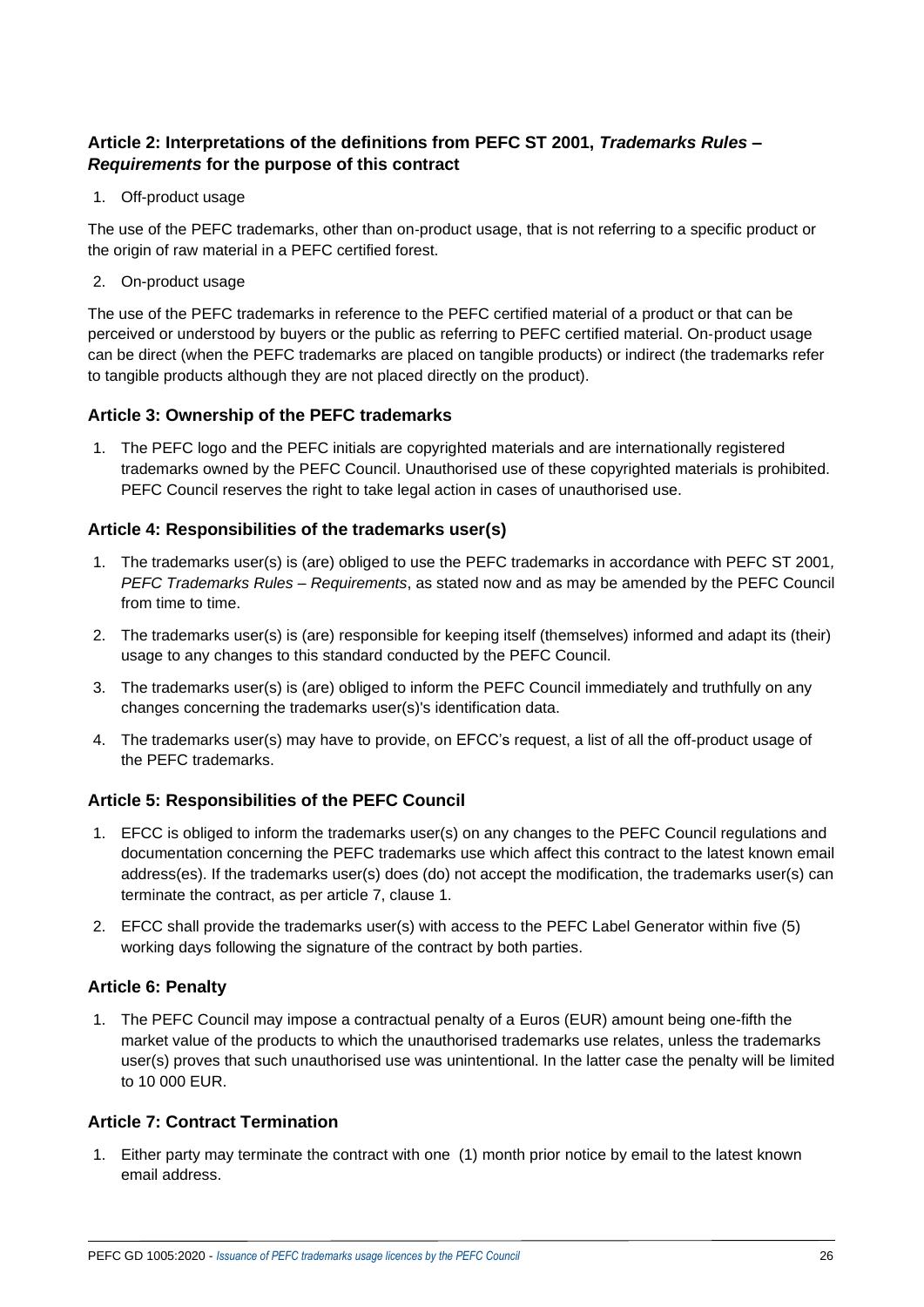### Article 2: Interpretations of the definitions from PEFC ST 2001, *Trademarks Rules – Requirements* for the purpose of this contract

1. Off-product usage

The use of the PEFC trademarks, other than on-product usage, that is not referring to a specific product or the origin of raw material in a PEFC certified forest.

2. On-product usage

The use of the PEFC trademarks in reference to the PEFC certified material of a product or that can be perceived or understood by buyers or the public as referring to PEFC certified material. On-product usage can be direct (when the PEFC trademarks are placed on tangible products) or indirect (the trademarks refer to tangible products although they are not placed directly on the product).

### Article 3: Ownership of the PEFC trademarks

1. The PEFC logo and the PEFC initials are copyrighted materials and are internationally registered trademarks owned by the PEFC Council. Unauthorised use of these copyrighted materials is prohibited. PEFC Council reserves the right to take legal action in cases of unauthorised use.

### Article 4: Responsibilities of the trademarks user(s)

1. The trademarks user(s) is (are) obliged to use the PEFC trademarks in accordance with PEFC ST 2001, *PEFC Trademarks Rules – Requirements*, as stated now and as may be amended by the PEFC Council from time to time.
2. The trademarks user(s) is (are) responsible for keeping itself (themselves) informed and adapt its (their) usage to any changes to this standard conducted by the PEFC Council.
3. The trademarks user(s) is (are) obliged to inform the PEFC Council immediately and truthfully on any changes concerning the trademarks user(s)'s identification data.
4. The trademarks user(s) may have to provide, on EFCC's request, a list of all the off-product usage of the PEFC trademarks.

### Article 5: Responsibilities of the PEFC Council

1. EFCC is obliged to inform the trademarks user(s) on any changes to the PEFC Council regulations and documentation concerning the PEFC trademarks use which affect this contract to the latest known email address(es). If the trademarks user(s) does (do) not accept the modification, the trademarks user(s) can terminate the contract, as per article 7, clause 1.
2. EFCC shall provide the trademarks user(s) with access to the PEFC Label Generator within five (5) working days following the signature of the contract by both parties.

### Article 6: Penalty

1. The PEFC Council may impose a contractual penalty of a Euros (EUR) amount being one-fifth the market value of the products to which the unauthorised trademarks use relates, unless the trademarks user(s) proves that such unauthorised use was unintentional. In the latter case the penalty will be limited to 10 000 EUR.

### Article 7: Contract Termination

1. Either party may terminate the contract with one (1) month prior notice by email to the latest known email address.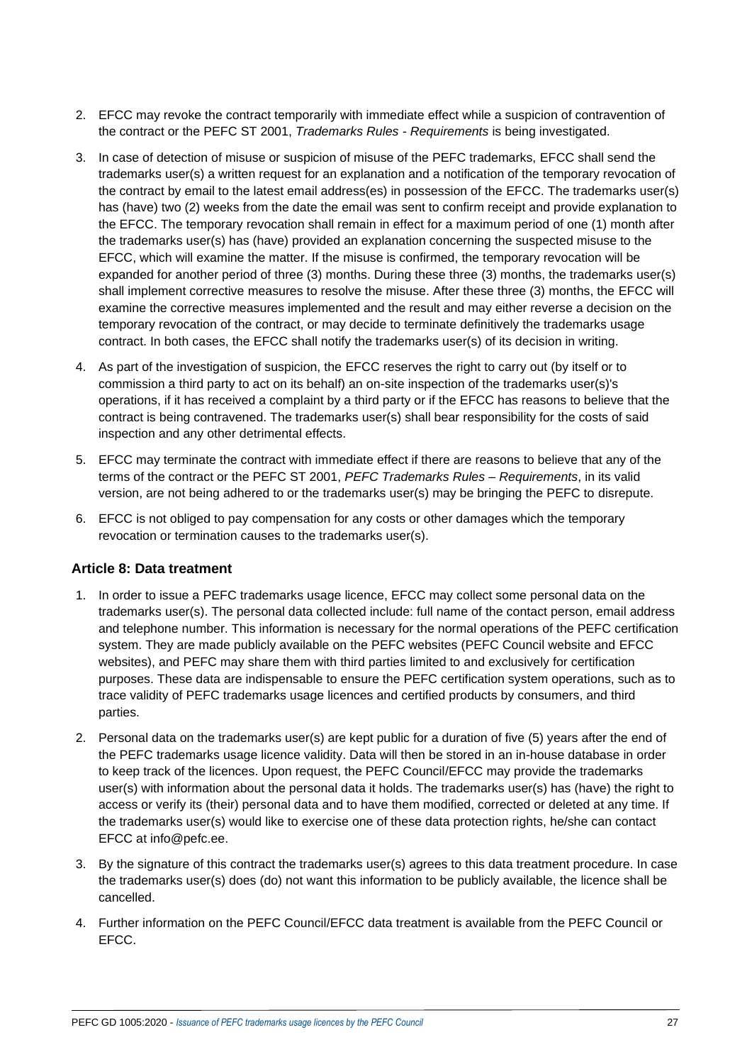2. EFCC may revoke the contract temporarily with immediate effect while a suspicion of contravention of the contract or the PEFC ST 2001, *Trademarks Rules - Requirements* is being investigated.

3. In case of detection of misuse or suspicion of misuse of the PEFC trademarks, EFCC shall send the trademarks user(s) a written request for an explanation and a notification of the temporary revocation of the contract by email to the latest email address(es) in possession of the EFCC. The trademarks user(s) has (have) two (2) weeks from the date the email was sent to confirm receipt and provide explanation to the EFCC. The temporary revocation shall remain in effect for a maximum period of one (1) month after the trademarks user(s) has (have) provided an explanation concerning the suspected misuse to the EFCC, which will examine the matter. If the misuse is confirmed, the temporary revocation will be expanded for another period of three (3) months. During these three (3) months, the trademarks user(s) shall implement corrective measures to resolve the misuse. After these three (3) months, the EFCC will examine the corrective measures implemented and the result and may either reverse a decision on the temporary revocation of the contract, or may decide to terminate definitively the trademarks usage contract. In both cases, the EFCC shall notify the trademarks user(s) of its decision in writing.

4. As part of the investigation of suspicion, the EFCC reserves the right to carry out (by itself or to commission a third party to act on its behalf) an on-site inspection of the trademarks user(s)'s operations, if it has received a complaint by a third party or if the EFCC has reasons to believe that the contract is being contravened. The trademarks user(s) shall bear responsibility for the costs of said inspection and any other detrimental effects.

5. EFCC may terminate the contract with immediate effect if there are reasons to believe that any of the terms of the contract or the PEFC ST 2001, *PEFC Trademarks Rules – Requirements*, in its valid version, are not being adhered to or the trademarks user(s) may be bringing the PEFC to disrepute.

6. EFCC is not obliged to pay compensation for any costs or other damages which the temporary revocation or termination causes to the trademarks user(s).

### Article 8: Data treatment

1. In order to issue a PEFC trademarks usage licence, EFCC may collect some personal data on the trademarks user(s). The personal data collected include: full name of the contact person, email address and telephone number. This information is necessary for the normal operations of the PEFC certification system. They are made publicly available on the PEFC websites (PEFC Council website and EFCC websites), and PEFC may share them with third parties limited to and exclusively for certification purposes. These data are indispensable to ensure the PEFC certification system operations, such as to trace validity of PEFC trademarks usage licences and certified products by consumers, and third parties.

2. Personal data on the trademarks user(s) are kept public for a duration of five (5) years after the end of the PEFC trademarks usage licence validity. Data will then be stored in an in-house database in order to keep track of the licences. Upon request, the PEFC Council/EFCC may provide the trademarks user(s) with information about the personal data it holds. The trademarks user(s) has (have) the right to access or verify its (their) personal data and to have them modified, corrected or deleted at any time. If the trademarks user(s) would like to exercise one of these data protection rights, he/she can contact EFCC at info@pefc.ee.

3. By the signature of this contract the trademarks user(s) agrees to this data treatment procedure. In case the trademarks user(s) does (do) not want this information to be publicly available, the licence shall be cancelled.

4. Further information on the PEFC Council/EFCC data treatment is available from the PEFC Council or EFCC.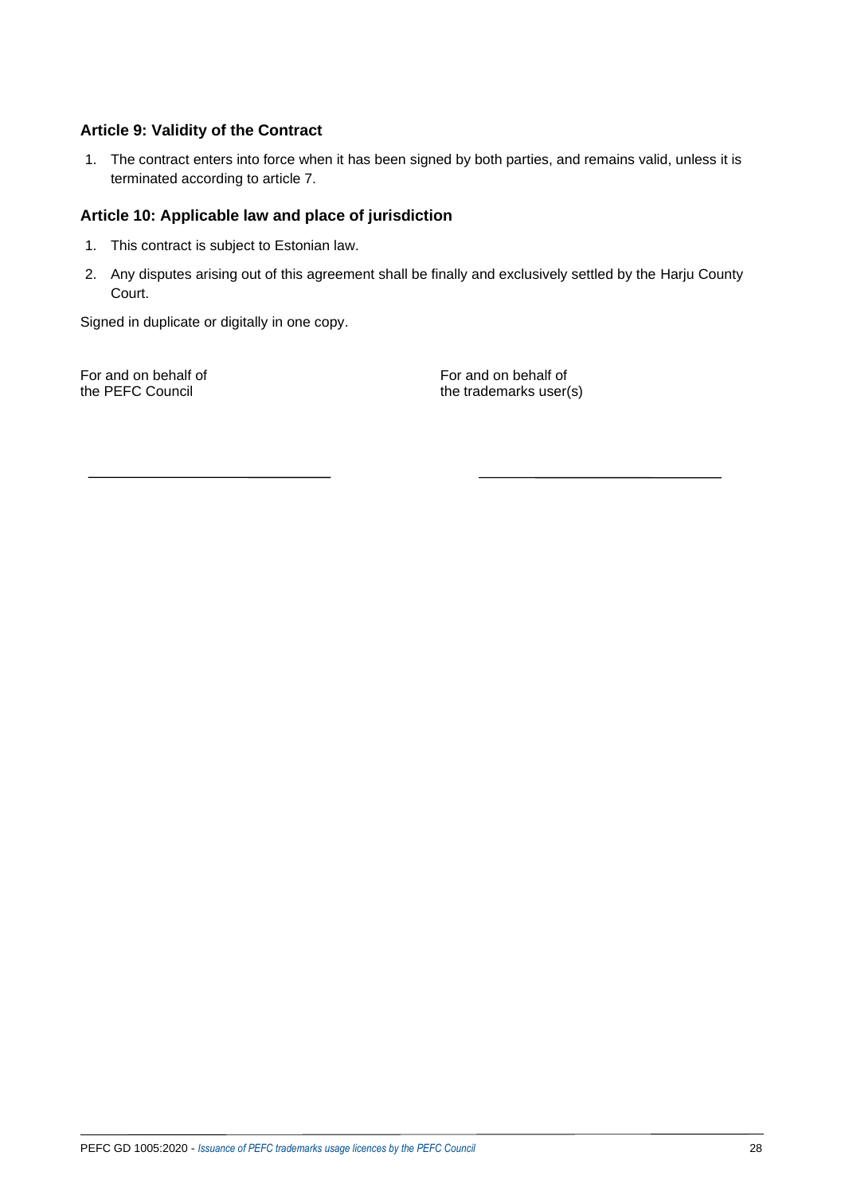### Article 9: Validity of the Contract

1. The contract enters into force when it has been signed by both parties, and remains valid, unless it is terminated according to article 7.

### Article 10: Applicable law and place of jurisdiction

1. This contract is subject to Estonian law.
2. Any disputes arising out of this agreement shall be finally and exclusively settled by the Harju County Court.

Signed in duplicate or digitally in one copy.

For and on behalf of
the PEFC Council

\_\_\_\_\_\_\_\_\_\_\_\_\_\_\_\_\_\_\_\_\_\_\_\_\_\_\_\_

For and on behalf of
the trademarks user(s)

\_\_\_\_\_\_\_\_\_\_\_\_\_\_\_\_\_\_\_\_\_\_\_\_\_\_\_\_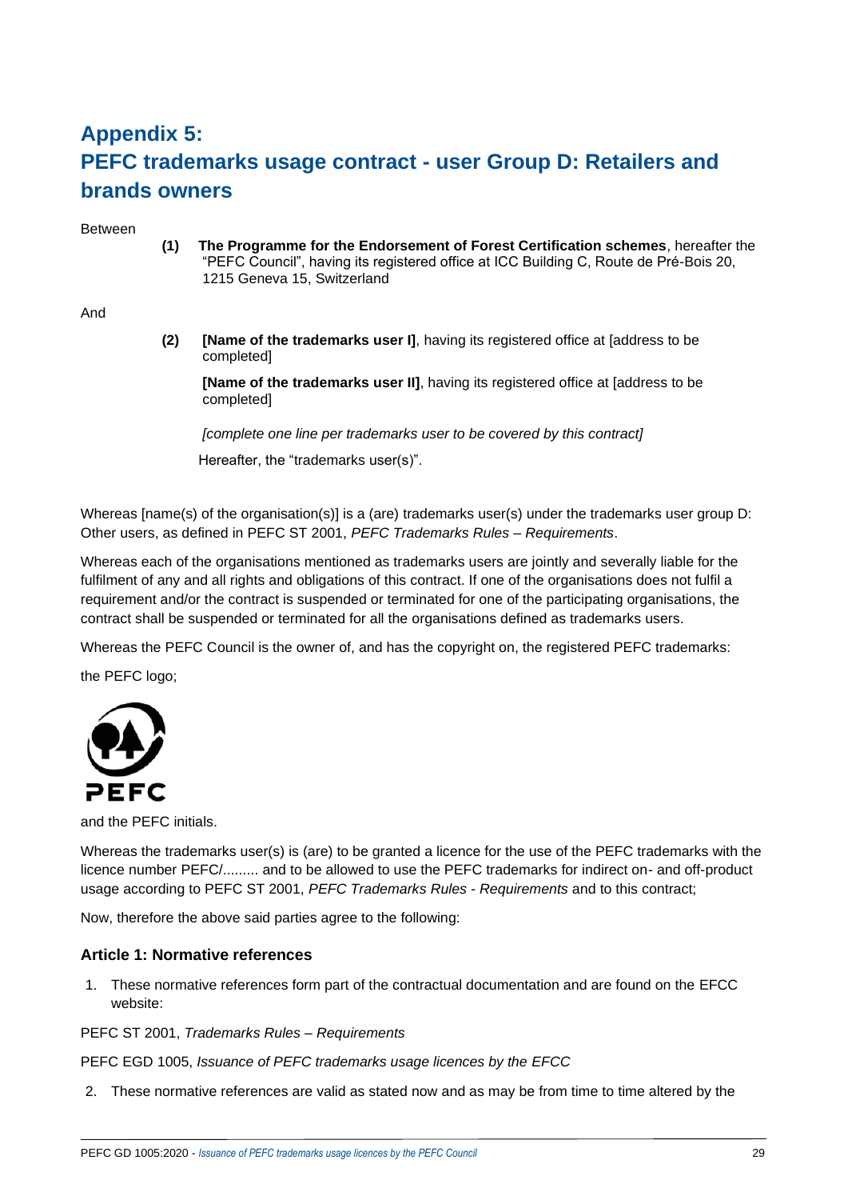# Appendix 5: PEFC trademarks usage contract - user Group D: Retailers and brands owners

Between

**(1)** **The Programme for the Endorsement of Forest Certification schemes**, hereafter the "PEFC Council", having its registered office at ICC Building C, Route de Pré-Bois 20, 1215 Geneva 15, Switzerland

And

**(2)** **[Name of the trademarks user I]**, having its registered office at [address to be completed]

**[Name of the trademarks user II]**, having its registered office at [address to be completed]

*[complete one line per trademarks user to be covered by this contract]*

Hereafter, the "trademarks user(s)".

Whereas [name(s) of the organisation(s)] is a (are) trademarks user(s) under the trademarks user group D: Other users, as defined in PEFC ST 2001, *PEFC Trademarks Rules – Requirements*.

Whereas each of the organisations mentioned as trademarks users are jointly and severally liable for the fulfilment of any and all rights and obligations of this contract. If one of the organisations does not fulfil a requirement and/or the contract is suspended or terminated for one of the participating organisations, the contract shall be suspended or terminated for all the organisations defined as trademarks users.

Whereas the PEFC Council is the owner of, and has the copyright on, the registered PEFC trademarks:

the PEFC logo;

and the PEFC initials.

Whereas the trademarks user(s) is (are) to be granted a licence for the use of the PEFC trademarks with the licence number PEFC/......... and to be allowed to use the PEFC trademarks for indirect on- and off-product usage according to PEFC ST 2001, *PEFC Trademarks Rules - Requirements* and to this contract;

Now, therefore the above said parties agree to the following:

### Article 1: Normative references

1. These normative references form part of the contractual documentation and are found on the EFCC website:

PEFC ST 2001, *Trademarks Rules – Requirements*

PEFC EGD 1005, *Issuance of PEFC trademarks usage licences by the EFCC*

2. These normative references are valid as stated now and as may be from time to time altered by the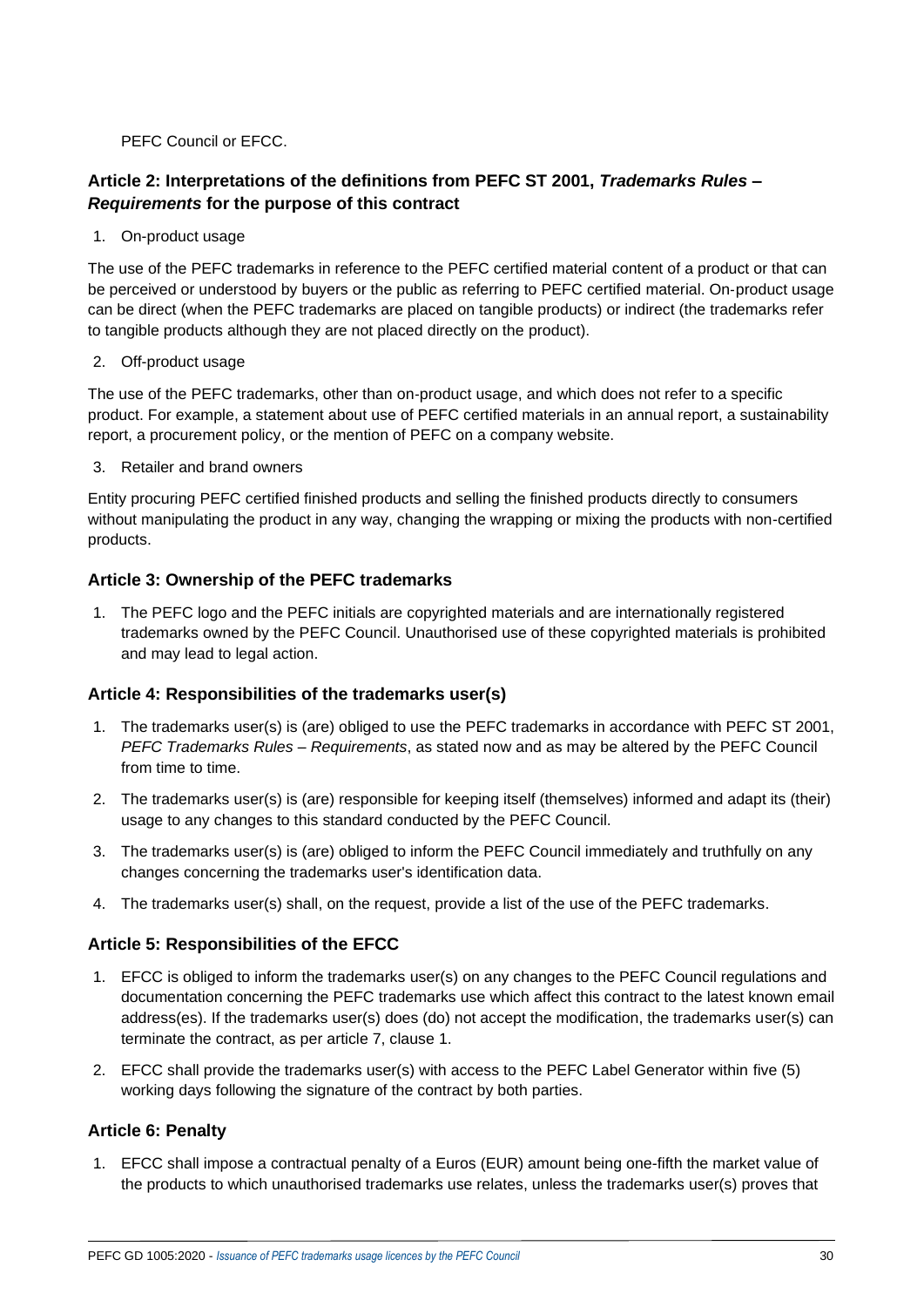PEFC Council or EFCC.

### Article 2: Interpretations of the definitions from PEFC ST 2001, *Trademarks Rules – Requirements* for the purpose of this contract

1. On-product usage

The use of the PEFC trademarks in reference to the PEFC certified material content of a product or that can be perceived or understood by buyers or the public as referring to PEFC certified material. On-product usage can be direct (when the PEFC trademarks are placed on tangible products) or indirect (the trademarks refer to tangible products although they are not placed directly on the product).

2. Off-product usage

The use of the PEFC trademarks, other than on-product usage, and which does not refer to a specific product. For example, a statement about use of PEFC certified materials in an annual report, a sustainability report, a procurement policy, or the mention of PEFC on a company website.

3. Retailer and brand owners

Entity procuring PEFC certified finished products and selling the finished products directly to consumers without manipulating the product in any way, changing the wrapping or mixing the products with non-certified products.

### Article 3: Ownership of the PEFC trademarks

1. The PEFC logo and the PEFC initials are copyrighted materials and are internationally registered trademarks owned by the PEFC Council. Unauthorised use of these copyrighted materials is prohibited and may lead to legal action.

### Article 4: Responsibilities of the trademarks user(s)

1. The trademarks user(s) is (are) obliged to use the PEFC trademarks in accordance with PEFC ST 2001, *PEFC Trademarks Rules – Requirements*, as stated now and as may be altered by the PEFC Council from time to time.
2. The trademarks user(s) is (are) responsible for keeping itself (themselves) informed and adapt its (their) usage to any changes to this standard conducted by the PEFC Council.
3. The trademarks user(s) is (are) obliged to inform the PEFC Council immediately and truthfully on any changes concerning the trademarks user's identification data.
4. The trademarks user(s) shall, on the request, provide a list of the use of the PEFC trademarks.

### Article 5: Responsibilities of the EFCC

1. EFCC is obliged to inform the trademarks user(s) on any changes to the PEFC Council regulations and documentation concerning the PEFC trademarks use which affect this contract to the latest known email address(es). If the trademarks user(s) does (do) not accept the modification, the trademarks user(s) can terminate the contract, as per article 7, clause 1.
2. EFCC shall provide the trademarks user(s) with access to the PEFC Label Generator within five (5) working days following the signature of the contract by both parties.

### Article 6: Penalty

1. EFCC shall impose a contractual penalty of a Euros (EUR) amount being one-fifth the market value of the products to which unauthorised trademarks use relates, unless the trademarks user(s) proves that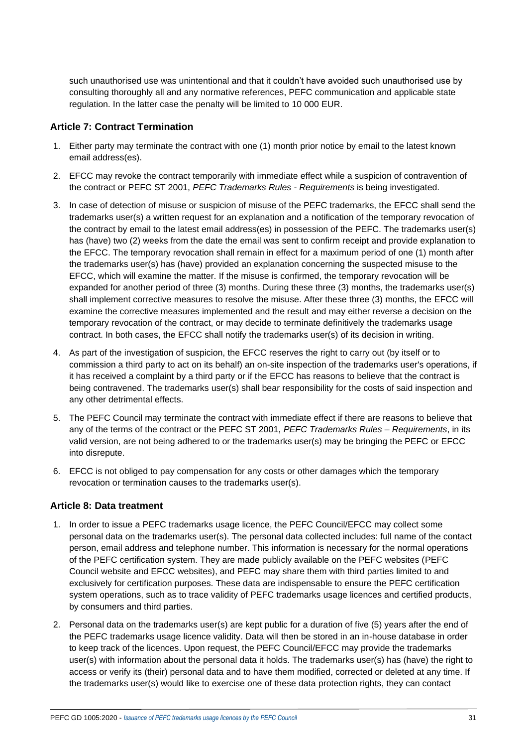such unauthorised use was unintentional and that it couldn't have avoided such unauthorised use by consulting thoroughly all and any normative references, PEFC communication and applicable state regulation. In the latter case the penalty will be limited to 10 000 EUR.

### Article 7: Contract Termination

1. Either party may terminate the contract with one (1) month prior notice by email to the latest known email address(es).
2. EFCC may revoke the contract temporarily with immediate effect while a suspicion of contravention of the contract or PEFC ST 2001, *PEFC Trademarks Rules - Requirements* is being investigated.
3. In case of detection of misuse or suspicion of misuse of the PEFC trademarks, the EFCC shall send the trademarks user(s) a written request for an explanation and a notification of the temporary revocation of the contract by email to the latest email address(es) in possession of the PEFC. The trademarks user(s) has (have) two (2) weeks from the date the email was sent to confirm receipt and provide explanation to the EFCC. The temporary revocation shall remain in effect for a maximum period of one (1) month after the trademarks user(s) has (have) provided an explanation concerning the suspected misuse to the EFCC, which will examine the matter. If the misuse is confirmed, the temporary revocation will be expanded for another period of three (3) months. During these three (3) months, the trademarks user(s) shall implement corrective measures to resolve the misuse. After these three (3) months, the EFCC will examine the corrective measures implemented and the result and may either reverse a decision on the temporary revocation of the contract, or may decide to terminate definitively the trademarks usage contract. In both cases, the EFCC shall notify the trademarks user(s) of its decision in writing.
4. As part of the investigation of suspicion, the EFCC reserves the right to carry out (by itself or to commission a third party to act on its behalf) an on-site inspection of the trademarks user's operations, if it has received a complaint by a third party or if the EFCC has reasons to believe that the contract is being contravened. The trademarks user(s) shall bear responsibility for the costs of said inspection and any other detrimental effects.
5. The PEFC Council may terminate the contract with immediate effect if there are reasons to believe that any of the terms of the contract or the PEFC ST 2001, *PEFC Trademarks Rules – Requirements*, in its valid version, are not being adhered to or the trademarks user(s) may be bringing the PEFC or EFCC into disrepute.
6. EFCC is not obliged to pay compensation for any costs or other damages which the temporary revocation or termination causes to the trademarks user(s).

### Article 8: Data treatment

1. In order to issue a PEFC trademarks usage licence, the PEFC Council/EFCC may collect some personal data on the trademarks user(s). The personal data collected includes: full name of the contact person, email address and telephone number. This information is necessary for the normal operations of the PEFC certification system. They are made publicly available on the PEFC websites (PEFC Council website and EFCC websites), and PEFC may share them with third parties limited to and exclusively for certification purposes. These data are indispensable to ensure the PEFC certification system operations, such as to trace validity of PEFC trademarks usage licences and certified products, by consumers and third parties.
2. Personal data on the trademarks user(s) are kept public for a duration of five (5) years after the end of the PEFC trademarks usage licence validity. Data will then be stored in an in-house database in order to keep track of the licences. Upon request, the PEFC Council/EFCC may provide the trademarks user(s) with information about the personal data it holds. The trademarks user(s) has (have) the right to access or verify its (their) personal data and to have them modified, corrected or deleted at any time. If the trademarks user(s) would like to exercise one of these data protection rights, they can contact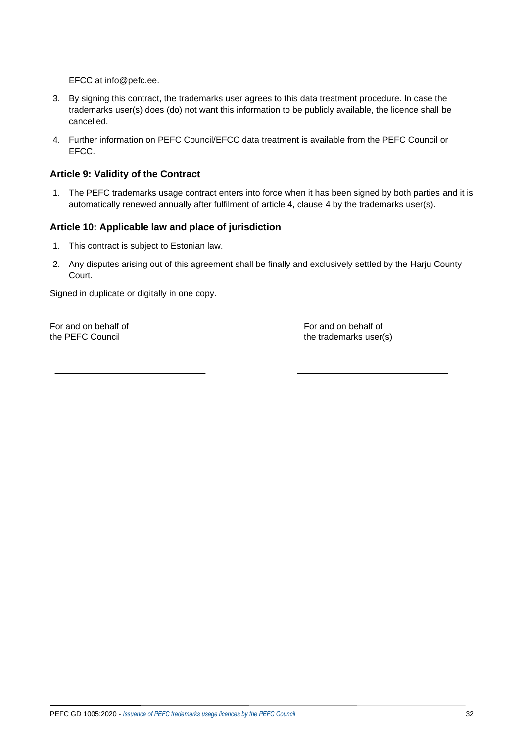EFCC at info@pefc.ee.

3. By signing this contract, the trademarks user agrees to this data treatment procedure. In case the trademarks user(s) does (do) not want this information to be publicly available, the licence shall be cancelled.
4. Further information on PEFC Council/EFCC data treatment is available from the PEFC Council or EFCC.

### Article 9: Validity of the Contract

1. The PEFC trademarks usage contract enters into force when it has been signed by both parties and it is automatically renewed annually after fulfilment of article 4, clause 4 by the trademarks user(s).

### Article 10: Applicable law and place of jurisdiction

1. This contract is subject to Estonian law.
2. Any disputes arising out of this agreement shall be finally and exclusively settled by the Harju County Court.

Signed in duplicate or digitally in one copy.

For and on behalf of
the PEFC Council

\_\_\_\_\_\_\_\_\_\_\_\_\_\_\_\_\_\_\_\_\_\_\_\_\_\_\_\_

For and on behalf of
the trademarks user(s)

\_\_\_\_\_\_\_\_\_\_\_\_\_\_\_\_\_\_\_\_\_\_\_\_\_\_\_\_